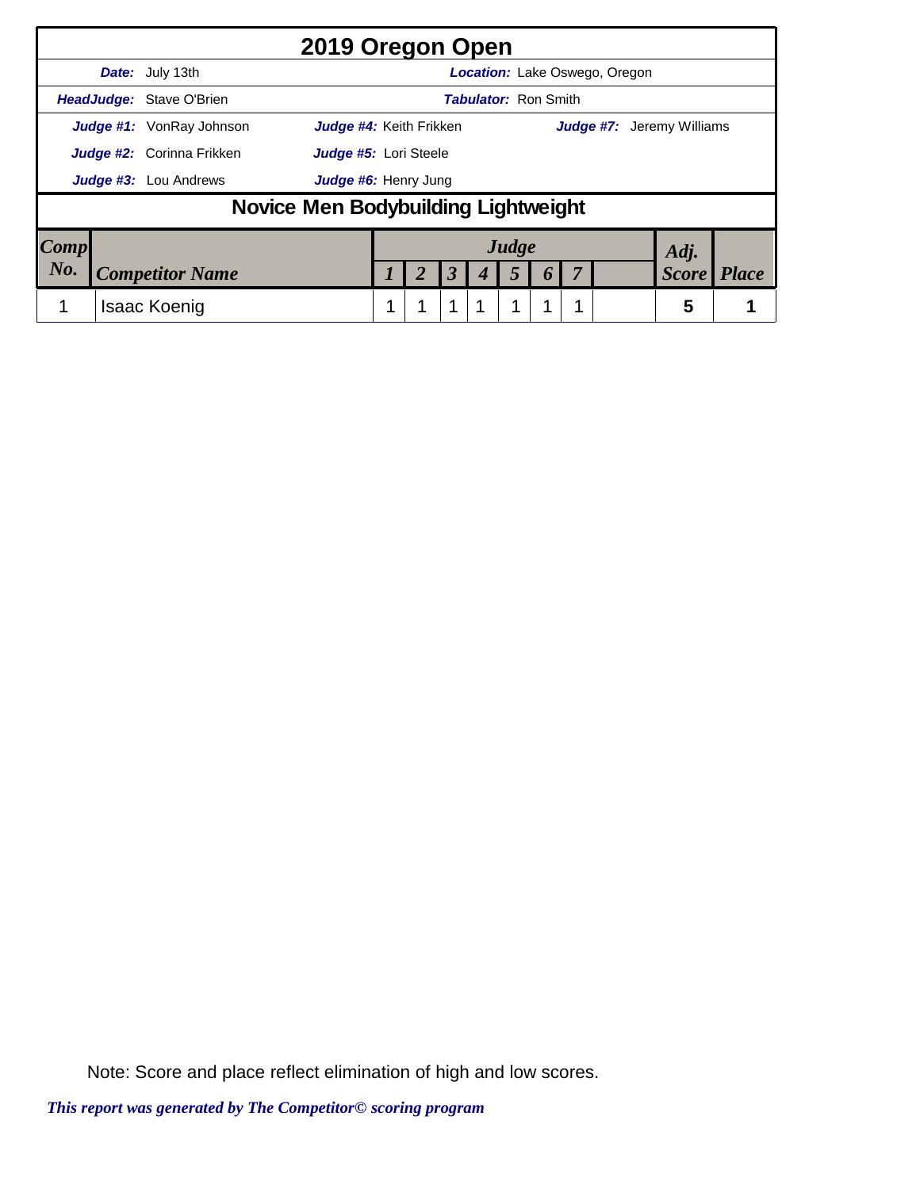# 2019 Oregon Open

**Date:** July 13th | **Location:** Lake Oswego, Oregon

**HeadJudge:** Stave O'Brien | **Tabulator:** Ron Smith

**Judge #1:** VonRay Johnson | **Judge #4:** Keith Frikken | **Judge #7:** Jeremy Williams

**Judge #2:** Corinna Frikken | **Judge #5:** Lori Steele

**Judge #3:** Lou Andrews | **Judge #6:** Henry Jung

## Novice Men Bodybuilding Lightweight

| Comp No. | Competitor Name | Judge 1 | Judge 2 | Judge 3 | Judge 4 | Judge 5 | Judge 6 | Judge 7 | | Adj. Score | Place |
|---|---|---|---|---|---|---|---|---|---|---|---|
| 1 | Isaac Koenig | 1 | 1 | 1 | 1 | 1 | 1 | 1 | | 5 | 1 |

Note: Score and place reflect elimination of high and low scores.

*This report was generated by The Competitor© scoring program*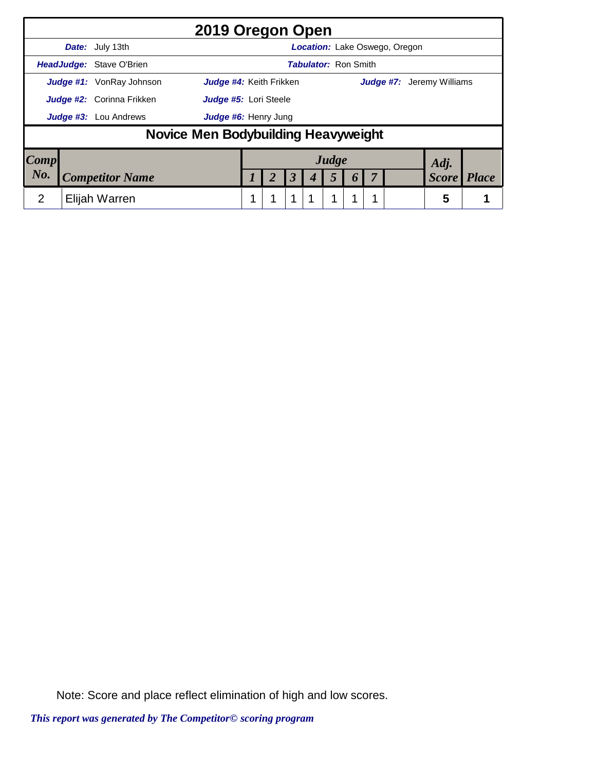# 2019 Oregon Open

**Date:** July 13th **Location:** Lake Oswego, Oregon

**HeadJudge:** Stave O'Brien **Tabulator:** Ron Smith

**Judge #1:** VonRay Johnson **Judge #4:** Keith Frikken **Judge #7:** Jeremy Williams

**Judge #2:** Corinna Frikken **Judge #5:** Lori Steele

**Judge #3:** Lou Andrews **Judge #6:** Henry Jung

## Novice Men Bodybuilding Heavyweight

| Comp No. | Competitor Name | Judge 1 | 2 | 3 | 4 | 5 | 6 | 7 | | Adj. Score | Place |
|---|---|---|---|---|---|---|---|---|---|---|---|
| 2 | Elijah Warren | 1 | 1 | 1 | 1 | 1 | 1 | 1 | | 5 | 1 |

Note: Score and place reflect elimination of high and low scores.

*This report was generated by The Competitor© scoring program*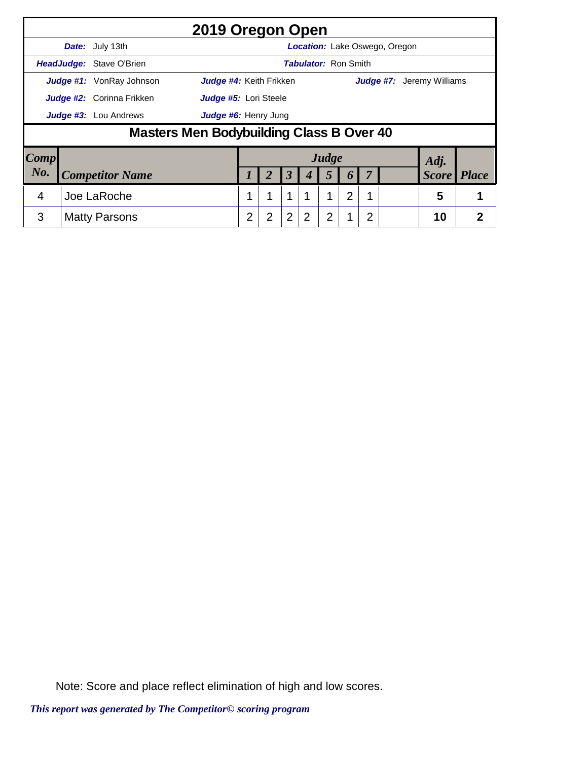# 2019 Oregon Open

**Date:** July 13th
**Location:** Lake Oswego, Oregon

**HeadJudge:** Stave O'Brien
**Tabulator:** Ron Smith

**Judge #1:** VonRay Johnson
**Judge #2:** Corinna Frikken
**Judge #3:** Lou Andrews
**Judge #4:** Keith Frikken
**Judge #5:** Lori Steele
**Judge #6:** Henry Jung
**Judge #7:** Jeremy Williams

## Masters Men Bodybuilding Class B Over 40

| Comp No. | Competitor Name | Judge 1 | 2 | 3 | 4 | 5 | 6 | 7 | | Adj. Score | Place |
|---|---|---|---|---|---|---|---|---|---|---|---|
| 4 | Joe LaRoche | 1 | 1 | 1 | 1 | 1 | 2 | 1 | | 5 | 1 |
| 3 | Matty Parsons | 2 | 2 | 2 | 2 | 2 | 1 | 2 | | 10 | 2 |

Note: Score and place reflect elimination of high and low scores.

*This report was generated by The Competitor© scoring program*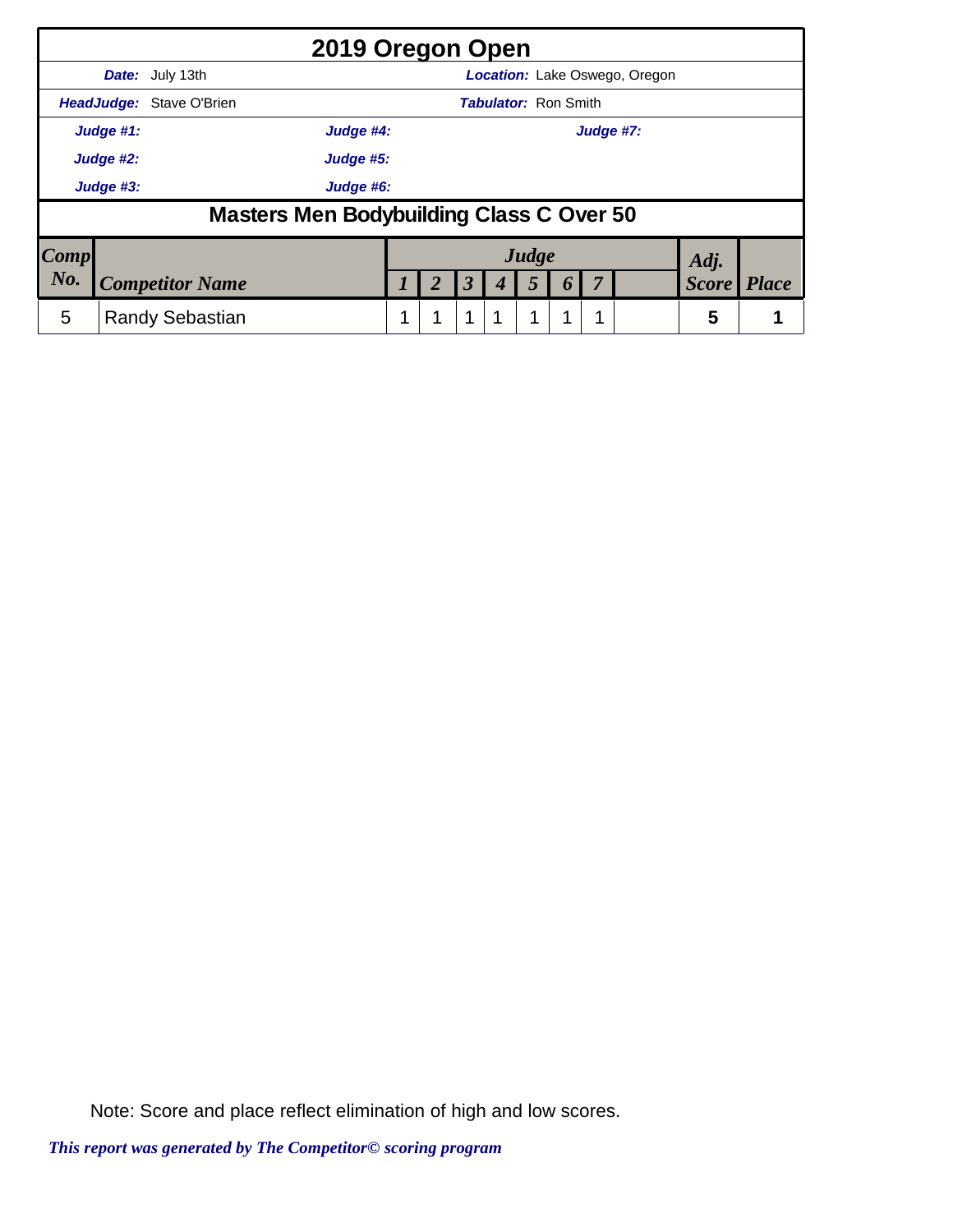# 2019 Oregon Open

**Date:** July 13th **Location:** Lake Oswego, Oregon

**HeadJudge:** Stave O'Brien **Tabulator:** Ron Smith

**Judge #1:** **Judge #4:** **Judge #7:**

**Judge #2:** **Judge #5:**

**Judge #3:** **Judge #6:**

## Masters Men Bodybuilding Class C Over 50

| Comp No. | Competitor Name | Judge 1 | 2 | 3 | 4 | 5 | 6 | 7 | | Adj. Score | Place |
|---|---|---|---|---|---|---|---|---|---|---|---|
| 5 | Randy Sebastian | 1 | 1 | 1 | 1 | 1 | 1 | 1 | | 5 | 1 |

Note: Score and place reflect elimination of high and low scores.

*This report was generated by The Competitor© scoring program*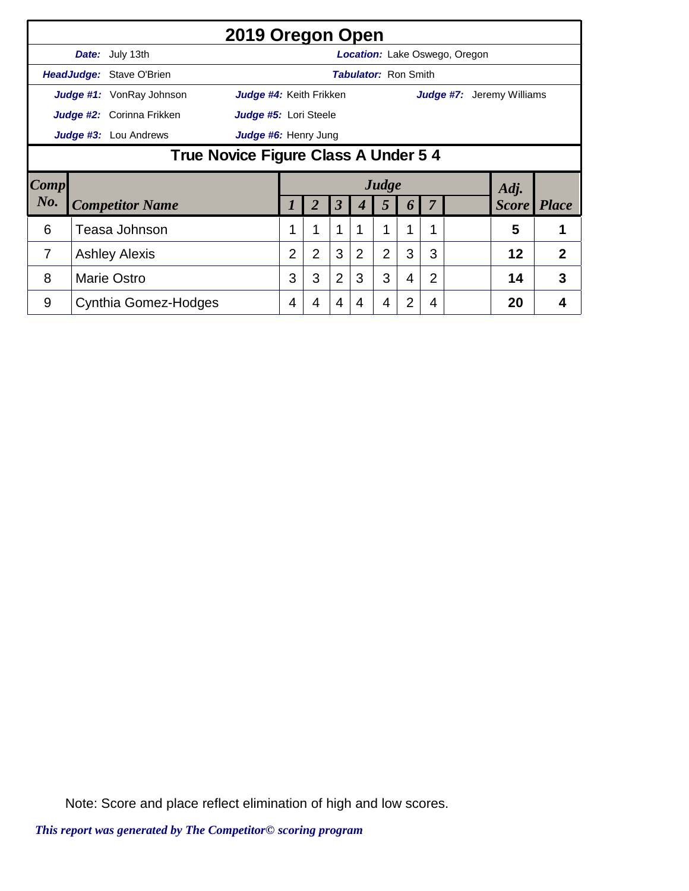# 2019 Oregon Open

**Date:** July 13th | **Location:** Lake Oswego, Oregon

**HeadJudge:** Stave O'Brien | **Tabulator:** Ron Smith

**Judge #1:** VonRay Johnson | **Judge #4:** Keith Frikken | **Judge #7:** Jeremy Williams

**Judge #2:** Corinna Frikken | **Judge #5:** Lori Steele

**Judge #3:** Lou Andrews | **Judge #6:** Henry Jung

## True Novice Figure Class A Under 5 4

| Comp No. | Competitor Name | Judge 1 | 2 | 3 | 4 | 5 | 6 | 7 | | Adj. Score | Place |
|---|---|---|---|---|---|---|---|---|---|---|---|
| 6 | Teasa Johnson | 1 | 1 | 1 | 1 | 1 | 1 | 1 | | 5 | 1 |
| 7 | Ashley Alexis | 2 | 2 | 3 | 2 | 2 | 3 | 3 | | 12 | 2 |
| 8 | Marie Ostro | 3 | 3 | 2 | 3 | 3 | 4 | 2 | | 14 | 3 |
| 9 | Cynthia Gomez-Hodges | 4 | 4 | 4 | 4 | 4 | 2 | 4 | | 20 | 4 |

Note: Score and place reflect elimination of high and low scores.

*This report was generated by The Competitor© scoring program*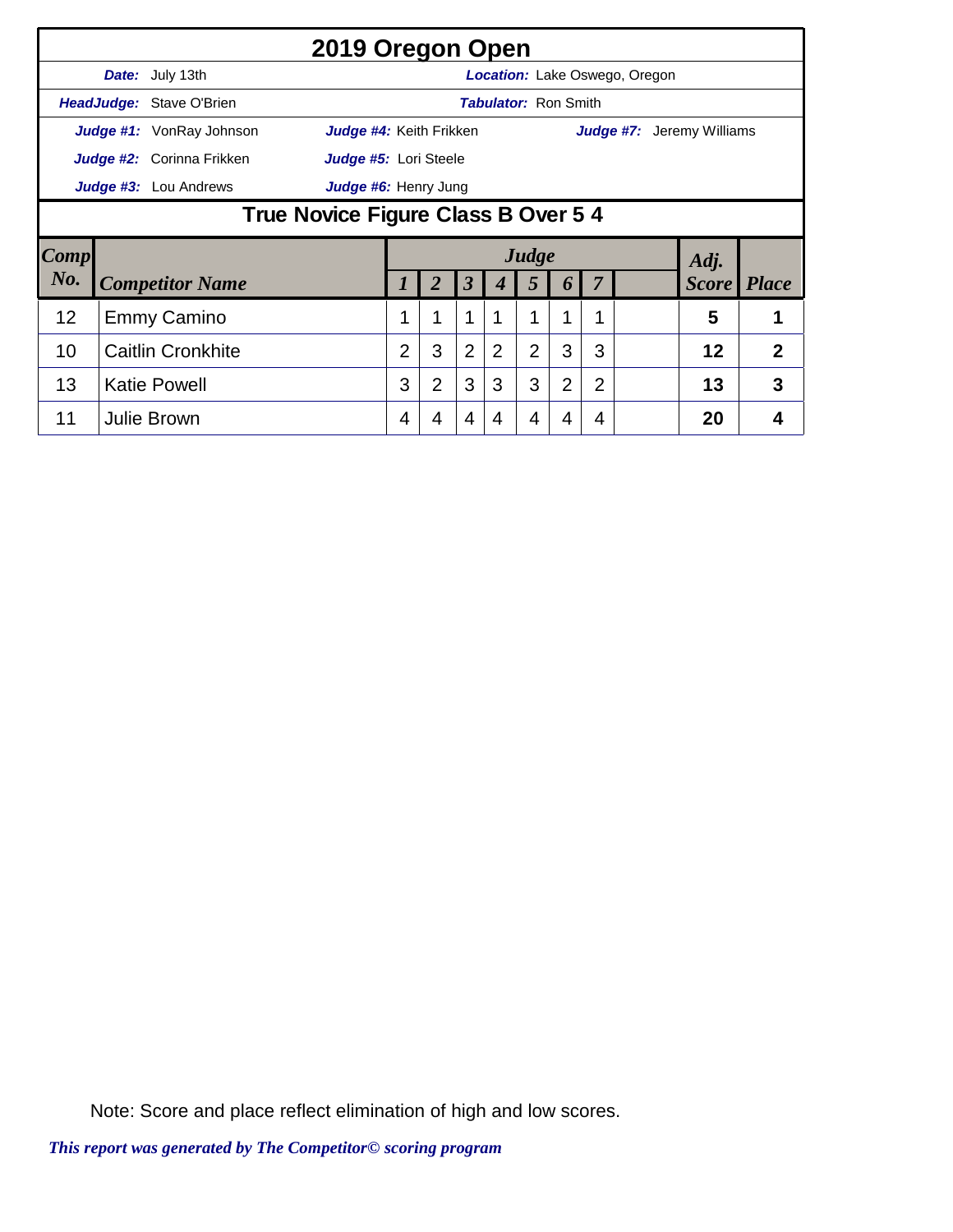# 2019 Oregon Open

**Date:** July 13th | **Location:** Lake Oswego, Oregon

**HeadJudge:** Stave O'Brien | **Tabulator:** Ron Smith

**Judge #1:** VonRay Johnson | **Judge #4:** Keith Frikken | **Judge #7:** Jeremy Williams

**Judge #2:** Corinna Frikken | **Judge #5:** Lori Steele

**Judge #3:** Lou Andrews | **Judge #6:** Henry Jung

## True Novice Figure Class B Over 5 4

| Comp No. | Competitor Name | Judge 1 | 2 | 3 | 4 | 5 | 6 | 7 | | Adj. Score | Place |
|---|---|---|---|---|---|---|---|---|---|---|---|
| 12 | Emmy Camino | 1 | 1 | 1 | 1 | 1 | 1 | 1 | | 5 | 1 |
| 10 | Caitlin Cronkhite | 2 | 3 | 2 | 2 | 2 | 3 | 3 | | 12 | 2 |
| 13 | Katie Powell | 3 | 2 | 3 | 3 | 3 | 2 | 2 | | 13 | 3 |
| 11 | Julie Brown | 4 | 4 | 4 | 4 | 4 | 4 | 4 | | 20 | 4 |

Note: Score and place reflect elimination of high and low scores.

*This report was generated by The Competitor© scoring program*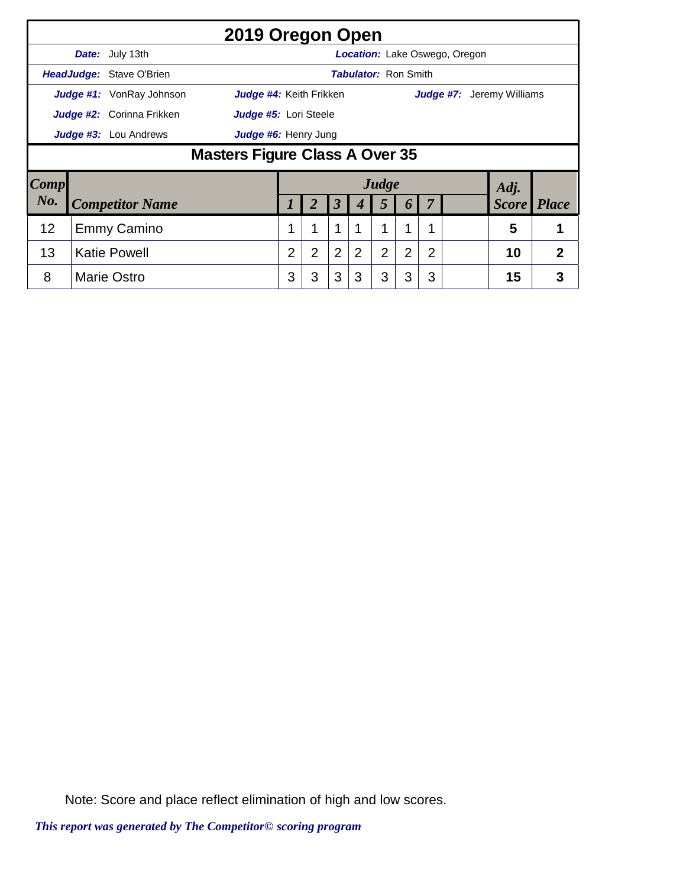# 2019 Oregon Open

**Date:** July 13th **Location:** Lake Oswego, Oregon

**HeadJudge:** Stave O'Brien **Tabulator:** Ron Smith

**Judge #1:** VonRay Johnson **Judge #4:** Keith Frikken **Judge #7:** Jeremy Williams

**Judge #2:** Corinna Frikken **Judge #5:** Lori Steele

**Judge #3:** Lou Andrews **Judge #6:** Henry Jung

## Masters Figure Class A Over 35

| Comp No. | Competitor Name | Judge 1 | 2 | 3 | 4 | 5 | 6 | 7 | | Adj. Score | Place |
|---|---|---|---|---|---|---|---|---|---|---|---|
| 12 | Emmy Camino | 1 | 1 | 1 | 1 | 1 | 1 | 1 | | 5 | 1 |
| 13 | Katie Powell | 2 | 2 | 2 | 2 | 2 | 2 | 2 | | 10 | 2 |
| 8 | Marie Ostro | 3 | 3 | 3 | 3 | 3 | 3 | 3 | | 15 | 3 |

Note: Score and place reflect elimination of high and low scores.

*This report was generated by The Competitor© scoring program*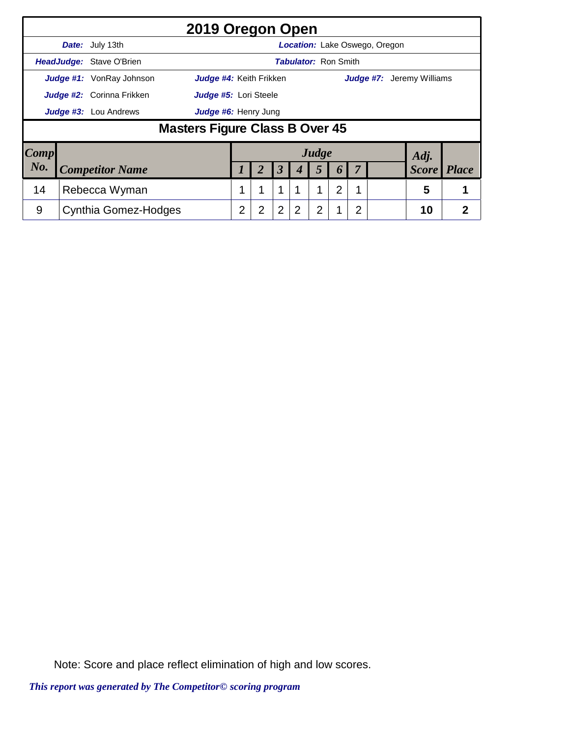# 2019 Oregon Open

**Date:** July 13th  **Location:** Lake Oswego, Oregon

**HeadJudge:** Stave O'Brien  **Tabulator:** Ron Smith

**Judge #1:** VonRay Johnson  **Judge #4:** Keith Frikken  **Judge #7:** Jeremy Williams

**Judge #2:** Corinna Frikken  **Judge #5:** Lori Steele

**Judge #3:** Lou Andrews  **Judge #6:** Henry Jung

## Masters Figure Class B Over 45

| Comp No. | Competitor Name | Judge 1 | 2 | 3 | 4 | 5 | 6 | 7 | | Adj. Score | Place |
|---|---|---|---|---|---|---|---|---|---|---|---|
| 14 | Rebecca Wyman | 1 | 1 | 1 | 1 | 1 | 2 | 1 | | 5 | 1 |
| 9 | Cynthia Gomez-Hodges | 2 | 2 | 2 | 2 | 2 | 1 | 2 | | 10 | 2 |

Note: Score and place reflect elimination of high and low scores.

*This report was generated by The Competitor© scoring program*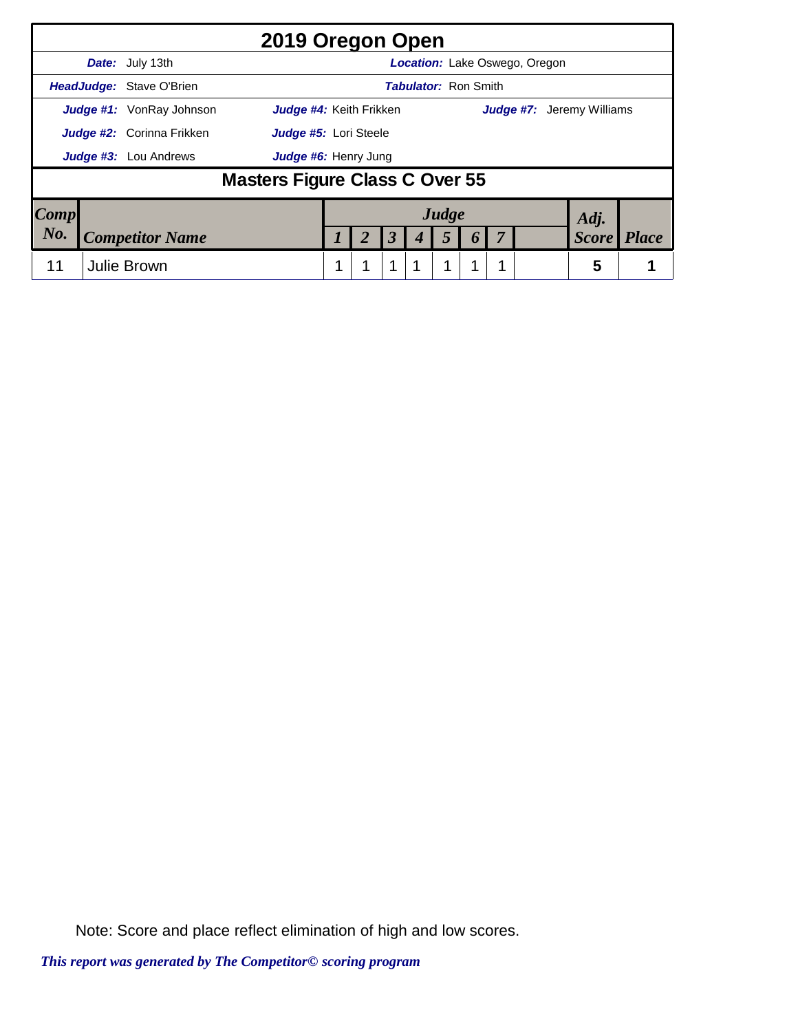# 2019 Oregon Open

**Date:** July 13th | **Location:** Lake Oswego, Oregon

**HeadJudge:** Stave O'Brien | **Tabulator:** Ron Smith

**Judge #1:** VonRay Johnson | **Judge #4:** Keith Frikken | **Judge #7:** Jeremy Williams

**Judge #2:** Corinna Frikken | **Judge #5:** Lori Steele

**Judge #3:** Lou Andrews | **Judge #6:** Henry Jung

## Masters Figure Class C Over 55

| Comp No. | Competitor Name | Judge 1 | 2 | 3 | 4 | 5 | 6 | 7 | | Adj. Score | Place |
|---|---|---|---|---|---|---|---|---|---|---|---|
| 11 | Julie Brown | 1 | 1 | 1 | 1 | 1 | 1 | 1 | | 5 | 1 |

Note: Score and place reflect elimination of high and low scores.

*This report was generated by The Competitor© scoring program*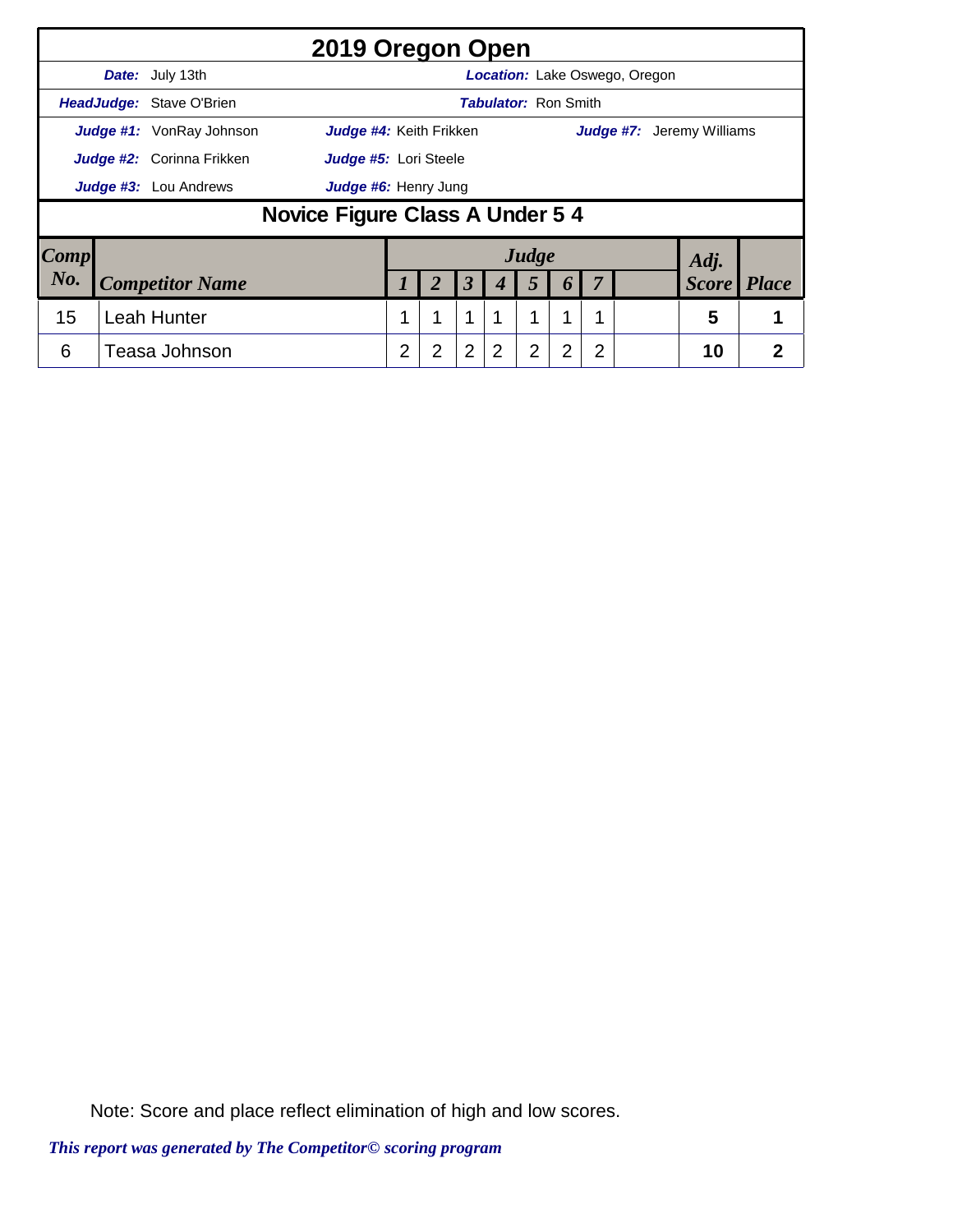# 2019 Oregon Open

**Date:** July 13th | **Location:** Lake Oswego, Oregon

**HeadJudge:** Stave O'Brien | **Tabulator:** Ron Smith

**Judge #1:** VonRay Johnson | **Judge #4:** Keith Frikken | **Judge #7:** Jeremy Williams

**Judge #2:** Corinna Frikken | **Judge #5:** Lori Steele

**Judge #3:** Lou Andrews | **Judge #6:** Henry Jung

## Novice Figure Class A Under 5 4

| Comp No. | Competitor Name | Judge 1 | 2 | 3 | 4 | 5 | 6 | 7 | | Adj. Score | Place |
|---|---|---|---|---|---|---|---|---|---|---|---|
| 15 | Leah Hunter | 1 | 1 | 1 | 1 | 1 | 1 | 1 | | 5 | 1 |
| 6 | Teasa Johnson | 2 | 2 | 2 | 2 | 2 | 2 | 2 | | 10 | 2 |

Note: Score and place reflect elimination of high and low scores.

*This report was generated by The Competitor© scoring program*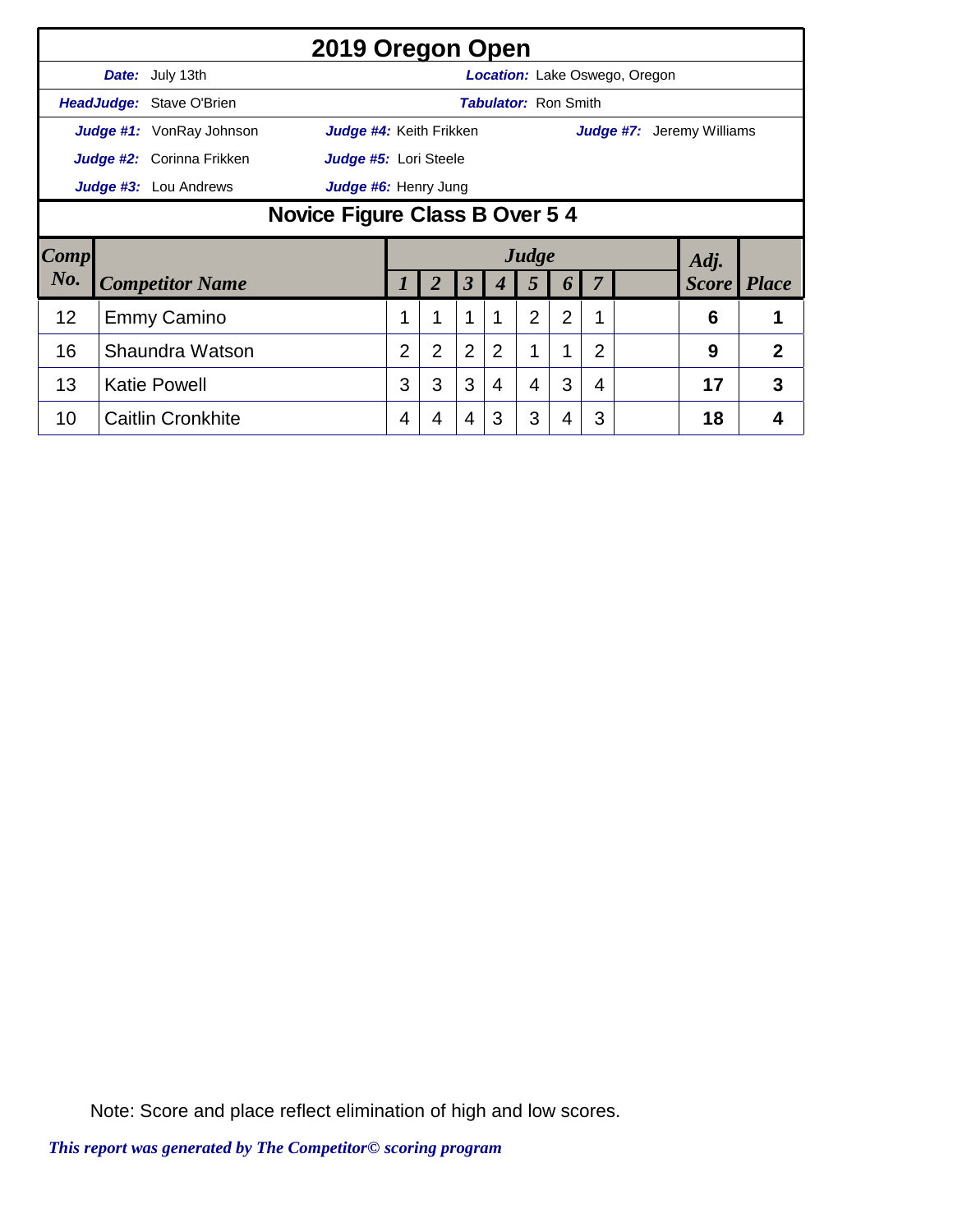# 2019 Oregon Open

**Date:** July 13th | **Location:** Lake Oswego, Oregon

**HeadJudge:** Stave O'Brien | **Tabulator:** Ron Smith

**Judge #1:** VonRay Johnson | **Judge #4:** Keith Frikken | **Judge #7:** Jeremy Williams

**Judge #2:** Corinna Frikken | **Judge #5:** Lori Steele

**Judge #3:** Lou Andrews | **Judge #6:** Henry Jung

## Novice Figure Class B Over 5 4

| Comp No. | Competitor Name | Judge 1 | 2 | 3 | 4 | 5 | 6 | 7 | | Adj. Score | Place |
|---|---|---|---|---|---|---|---|---|---|---|---|
| 12 | Emmy Camino | 1 | 1 | 1 | 1 | 2 | 2 | 1 | | 6 | 1 |
| 16 | Shaundra Watson | 2 | 2 | 2 | 2 | 1 | 1 | 2 | | 9 | 2 |
| 13 | Katie Powell | 3 | 3 | 3 | 4 | 4 | 3 | 4 | | 17 | 3 |
| 10 | Caitlin Cronkhite | 4 | 4 | 4 | 3 | 3 | 4 | 3 | | 18 | 4 |

Note: Score and place reflect elimination of high and low scores.

*This report was generated by The Competitor© scoring program*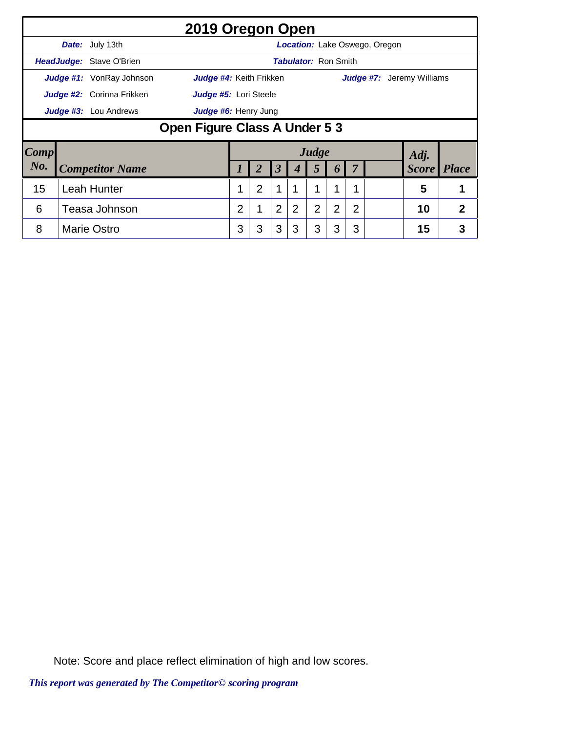# 2019 Oregon Open

**Date:** July 13th  **Location:** Lake Oswego, Oregon

**HeadJudge:** Stave O'Brien  **Tabulator:** Ron Smith

**Judge #1:** VonRay Johnson  **Judge #4:** Keith Frikken  **Judge #7:** Jeremy Williams

**Judge #2:** Corinna Frikken  **Judge #5:** Lori Steele

**Judge #3:** Lou Andrews  **Judge #6:** Henry Jung

## Open Figure Class A Under 5 3

| Comp No. | Competitor Name | Judge 1 | 2 | 3 | 4 | 5 | 6 | 7 | | Adj. Score | Place |
|---|---|---|---|---|---|---|---|---|---|---|---|
| 15 | Leah Hunter | 1 | 2 | 1 | 1 | 1 | 1 | 1 | | 5 | 1 |
| 6 | Teasa Johnson | 2 | 1 | 2 | 2 | 2 | 2 | 2 | | 10 | 2 |
| 8 | Marie Ostro | 3 | 3 | 3 | 3 | 3 | 3 | 3 | | 15 | 3 |

Note: Score and place reflect elimination of high and low scores.

*This report was generated by The Competitor© scoring program*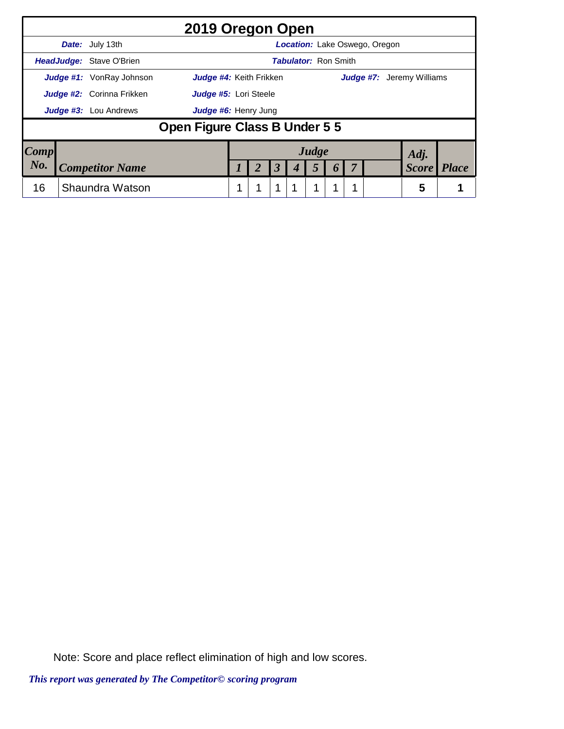# 2019 Oregon Open

**Date:** July 13th | **Location:** Lake Oswego, Oregon

**HeadJudge:** Stave O'Brien | **Tabulator:** Ron Smith

**Judge #1:** VonRay Johnson | **Judge #4:** Keith Frikken | **Judge #7:** Jeremy Williams

**Judge #2:** Corinna Frikken | **Judge #5:** Lori Steele

**Judge #3:** Lou Andrews | **Judge #6:** Henry Jung

## Open Figure Class B Under 5 5

| Comp No. | Competitor Name | Judge 1 | 2 | 3 | 4 | 5 | 6 | 7 | | Adj. Score | Place |
|---|---|---|---|---|---|---|---|---|---|---|---|
| 16 | Shaundra Watson | 1 | 1 | 1 | 1 | 1 | 1 | 1 | | 5 | 1 |

Note: Score and place reflect elimination of high and low scores.

*This report was generated by The Competitor© scoring program*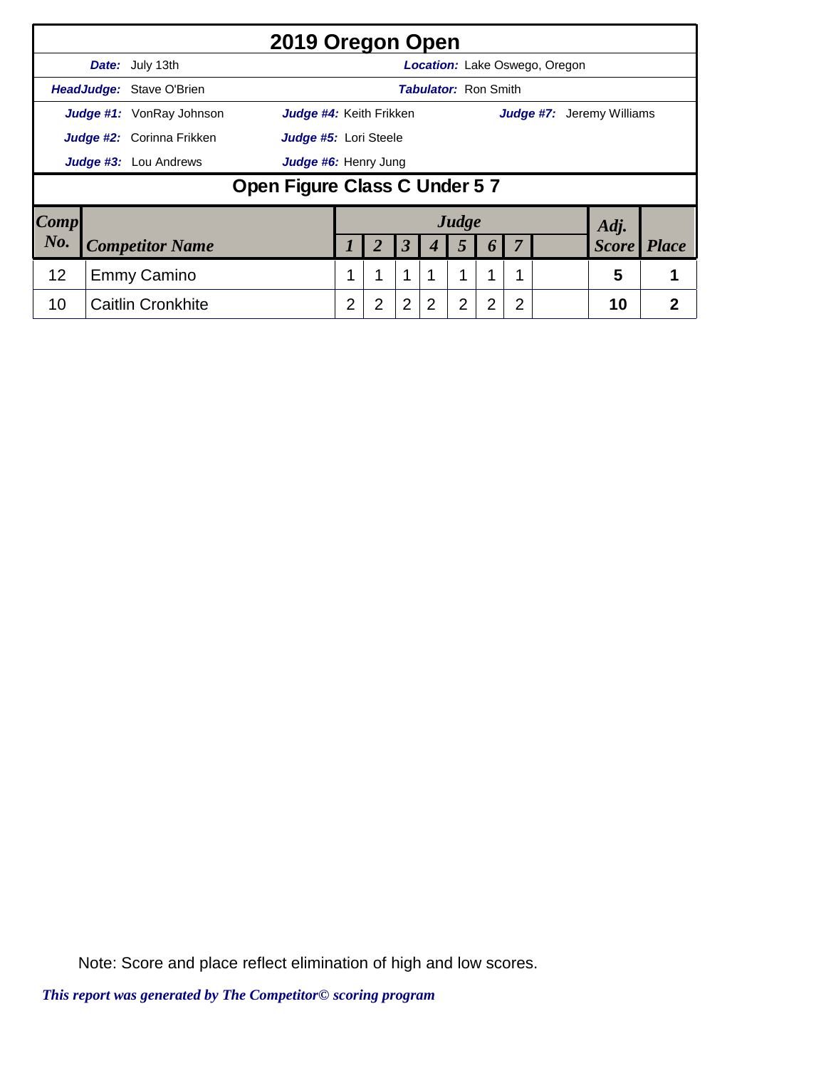# 2019 Oregon Open

**Date:** July 13th  **Location:** Lake Oswego, Oregon

**HeadJudge:** Stave O'Brien  **Tabulator:** Ron Smith

**Judge #1:** VonRay Johnson  **Judge #4:** Keith Frikken  **Judge #7:** Jeremy Williams

**Judge #2:** Corinna Frikken  **Judge #5:** Lori Steele

**Judge #3:** Lou Andrews  **Judge #6:** Henry Jung

## Open Figure Class C Under 5 7

| Comp No. | Competitor Name | Judge 1 | 2 | 3 | 4 | 5 | 6 | 7 | | Adj. Score | Place |
|---|---|---|---|---|---|---|---|---|---|---|---|
| 12 | Emmy Camino | 1 | 1 | 1 | 1 | 1 | 1 | 1 | | 5 | 1 |
| 10 | Caitlin Cronkhite | 2 | 2 | 2 | 2 | 2 | 2 | 2 | | 10 | 2 |

Note: Score and place reflect elimination of high and low scores.

*This report was generated by The Competitor© scoring program*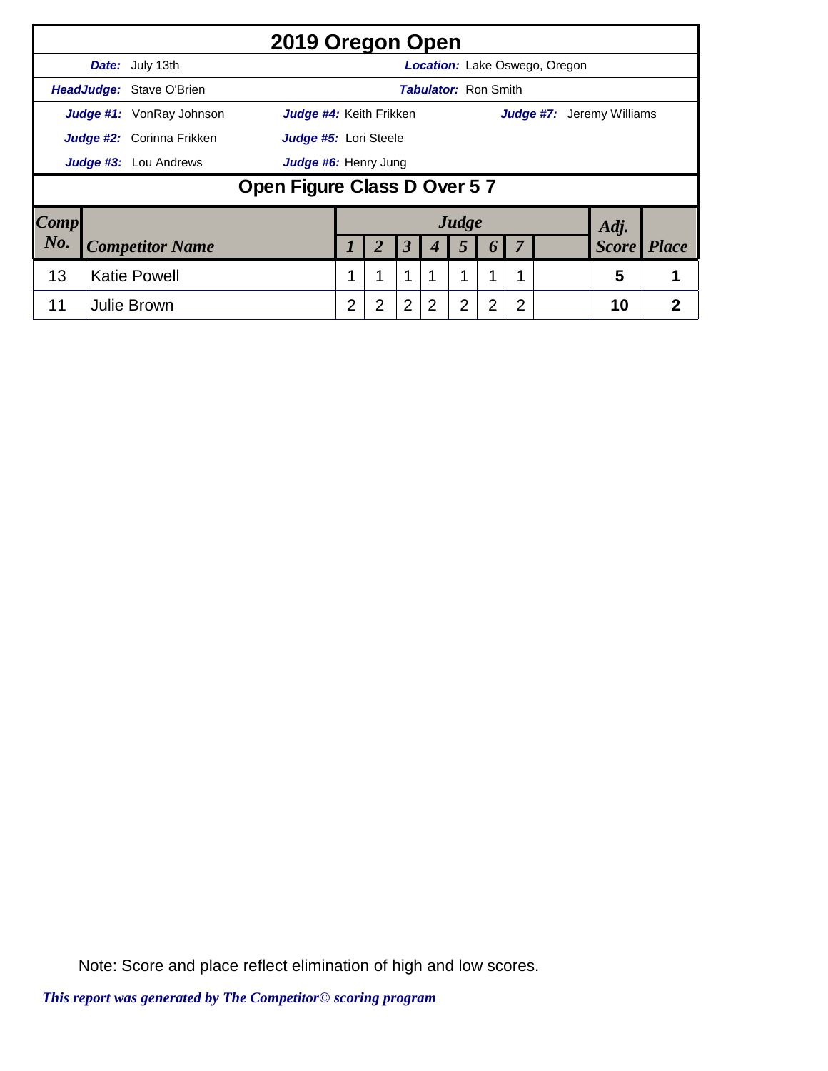# 2019 Oregon Open

**Date:** July 13th | **Location:** Lake Oswego, Oregon

**HeadJudge:** Stave O'Brien | **Tabulator:** Ron Smith

**Judge #1:** VonRay Johnson | **Judge #4:** Keith Frikken | **Judge #7:** Jeremy Williams

**Judge #2:** Corinna Frikken | **Judge #5:** Lori Steele

**Judge #3:** Lou Andrews | **Judge #6:** Henry Jung

## Open Figure Class D Over 5 7

| Comp No. | Competitor Name | Judge 1 | 2 | 3 | 4 | 5 | 6 | 7 | | Adj. Score | Place |
|---|---|---|---|---|---|---|---|---|---|---|---|
| 13 | Katie Powell | 1 | 1 | 1 | 1 | 1 | 1 | 1 | | 5 | 1 |
| 11 | Julie Brown | 2 | 2 | 2 | 2 | 2 | 2 | 2 | | 10 | 2 |

Note: Score and place reflect elimination of high and low scores.

*This report was generated by The Competitor© scoring program*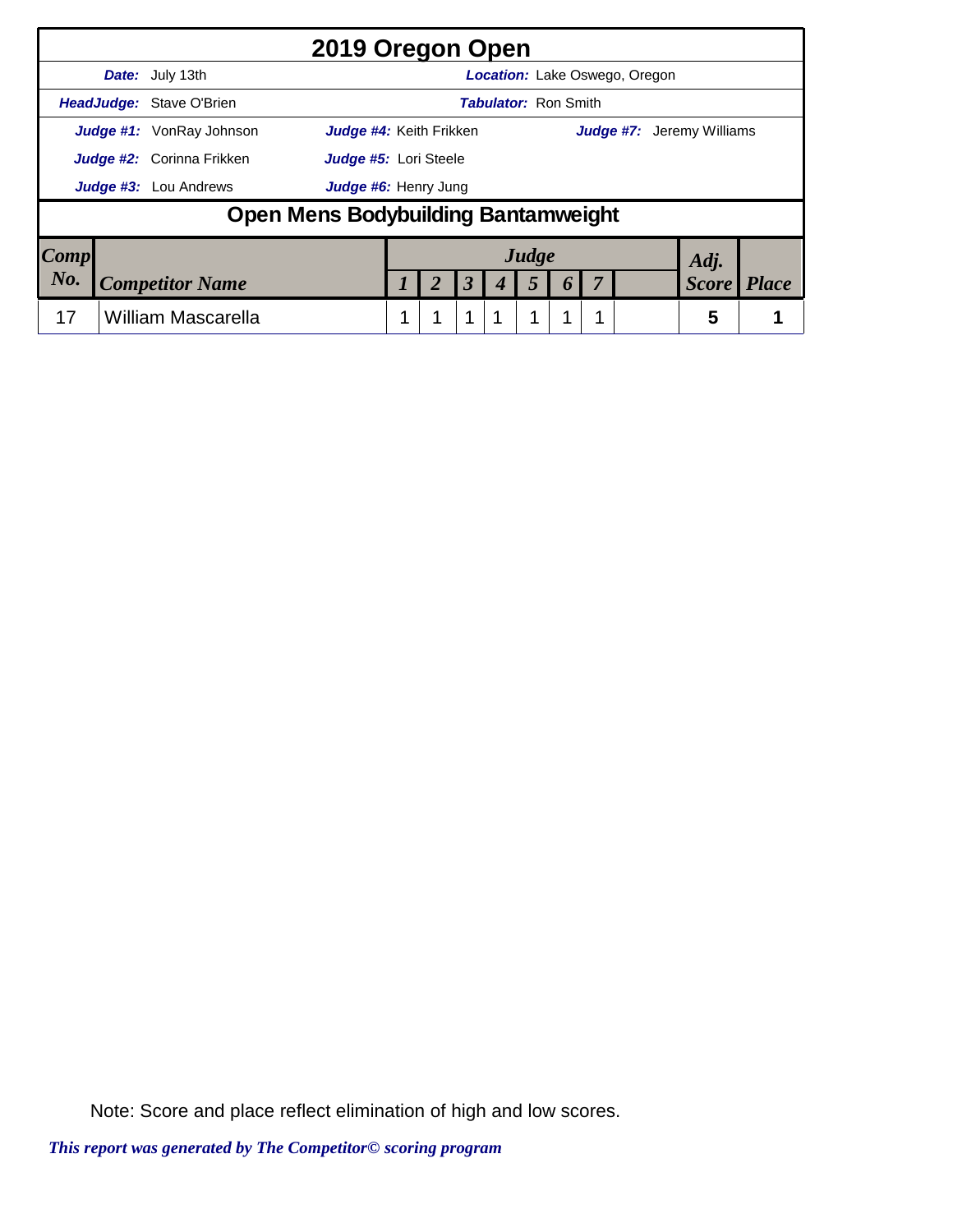# 2019 Oregon Open

**Date:** July 13th  **Location:** Lake Oswego, Oregon

**HeadJudge:** Stave O'Brien  **Tabulator:** Ron Smith

**Judge #1:** VonRay Johnson  **Judge #4:** Keith Frikken  **Judge #7:** Jeremy Williams

**Judge #2:** Corinna Frikken  **Judge #5:** Lori Steele

**Judge #3:** Lou Andrews  **Judge #6:** Henry Jung

## Open Mens Bodybuilding Bantamweight

| Comp No. | Competitor Name | Judge 1 | 2 | 3 | 4 | 5 | 6 | 7 | | Adj. Score | Place |
|---|---|---|---|---|---|---|---|---|---|---|---|
| 17 | William Mascarella | 1 | 1 | 1 | 1 | 1 | 1 | 1 | | 5 | 1 |

Note: Score and place reflect elimination of high and low scores.

*This report was generated by The Competitor© scoring program*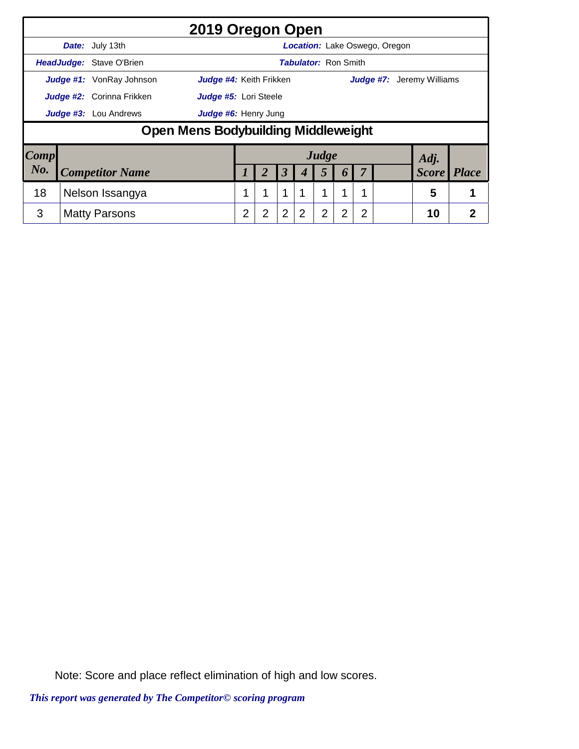# 2019 Oregon Open

**Date:** July 13th | **Location:** Lake Oswego, Oregon

**HeadJudge:** Stave O'Brien | **Tabulator:** Ron Smith

**Judge #1:** VonRay Johnson | **Judge #4:** Keith Frikken | **Judge #7:** Jeremy Williams

**Judge #2:** Corinna Frikken | **Judge #5:** Lori Steele

**Judge #3:** Lou Andrews | **Judge #6:** Henry Jung

## Open Mens Bodybuilding Middleweight

| Comp No. | Competitor Name | Judge 1 | 2 | 3 | 4 | 5 | 6 | 7 | | Adj. Score | Place |
|---|---|---|---|---|---|---|---|---|---|---|---|
| 18 | Nelson Issangya | 1 | 1 | 1 | 1 | 1 | 1 | 1 | | 5 | 1 |
| 3 | Matty Parsons | 2 | 2 | 2 | 2 | 2 | 2 | 2 | | 10 | 2 |

Note: Score and place reflect elimination of high and low scores.

*This report was generated by The Competitor© scoring program*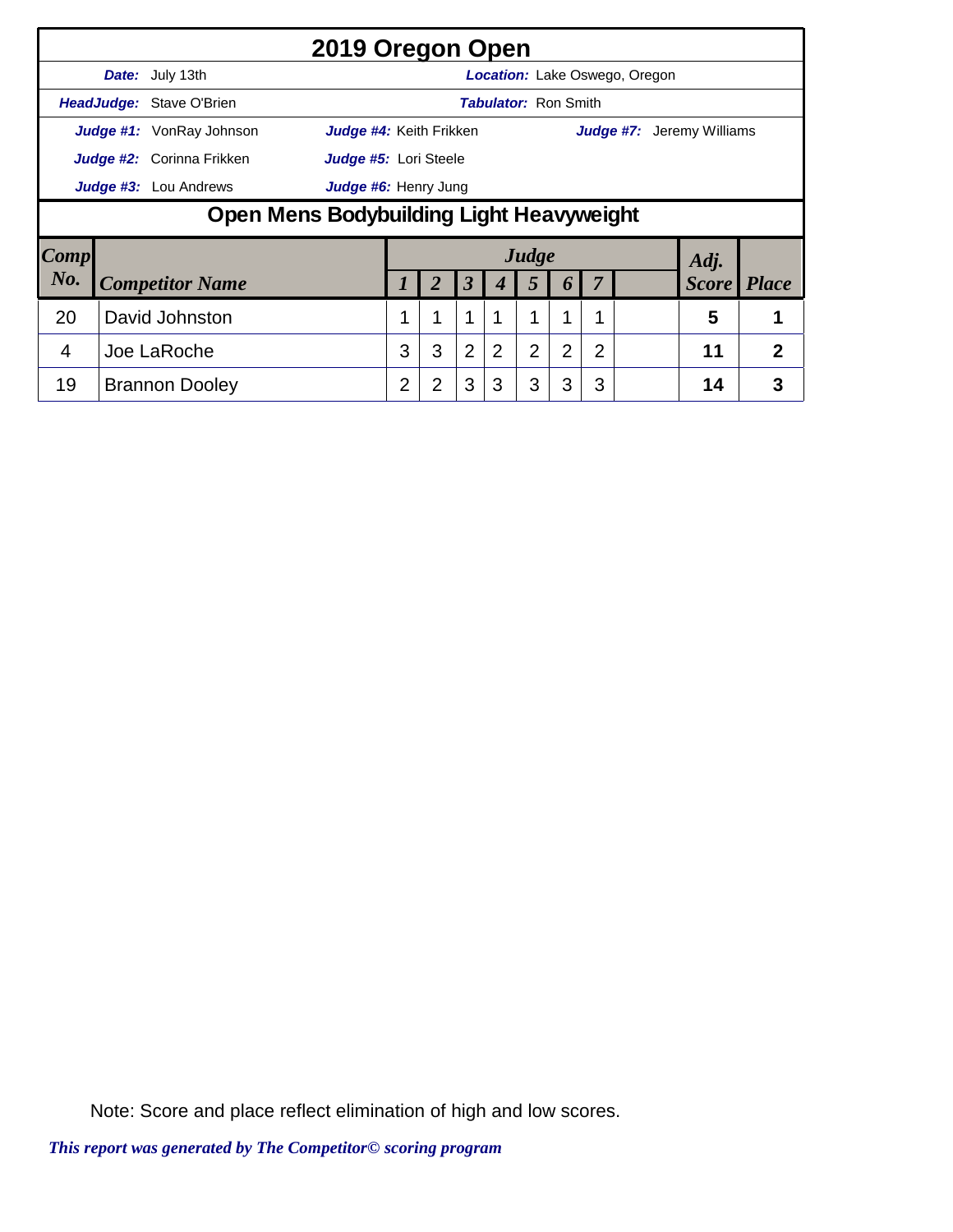# 2019 Oregon Open

**Date:** July 13th **Location:** Lake Oswego, Oregon

**HeadJudge:** Stave O'Brien **Tabulator:** Ron Smith

**Judge #1:** VonRay Johnson **Judge #4:** Keith Frikken **Judge #7:** Jeremy Williams

**Judge #2:** Corinna Frikken **Judge #5:** Lori Steele

**Judge #3:** Lou Andrews **Judge #6:** Henry Jung

## Open Mens Bodybuilding Light Heavyweight

| Comp No. | Competitor Name | Judge 1 | 2 | 3 | 4 | 5 | 6 | 7 | | Adj. Score | Place |
|---|---|---|---|---|---|---|---|---|---|---|---|
| 20 | David Johnston | 1 | 1 | 1 | 1 | 1 | 1 | 1 | | 5 | 1 |
| 4 | Joe LaRoche | 3 | 3 | 2 | 2 | 2 | 2 | 2 | | 11 | 2 |
| 19 | Brannon Dooley | 2 | 2 | 3 | 3 | 3 | 3 | 3 | | 14 | 3 |

Note: Score and place reflect elimination of high and low scores.

*This report was generated by The Competitor© scoring program*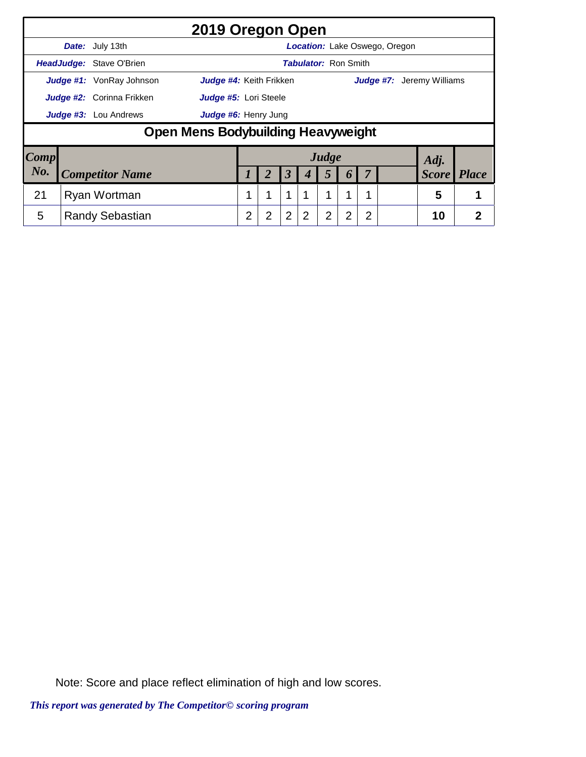# 2019 Oregon Open

**Date:** July 13th

**Location:** Lake Oswego, Oregon

**HeadJudge:** Stave O'Brien

**Tabulator:** Ron Smith

**Judge #1:** VonRay Johnson

**Judge #2:** Corinna Frikken

**Judge #3:** Lou Andrews

**Judge #4:** Keith Frikken

**Judge #5:** Lori Steele

**Judge #6:** Henry Jung

**Judge #7:** Jeremy Williams

## Open Mens Bodybuilding Heavyweight

| Comp No. | Competitor Name | Judge 1 | 2 | 3 | 4 | 5 | 6 | 7 | | Adj. Score | Place |
|---|---|---|---|---|---|---|---|---|---|---|---|
| 21 | Ryan Wortman | 1 | 1 | 1 | 1 | 1 | 1 | 1 | | 5 | 1 |
| 5 | Randy Sebastian | 2 | 2 | 2 | 2 | 2 | 2 | 2 | | 10 | 2 |

Note: Score and place reflect elimination of high and low scores.

*This report was generated by The Competitor© scoring program*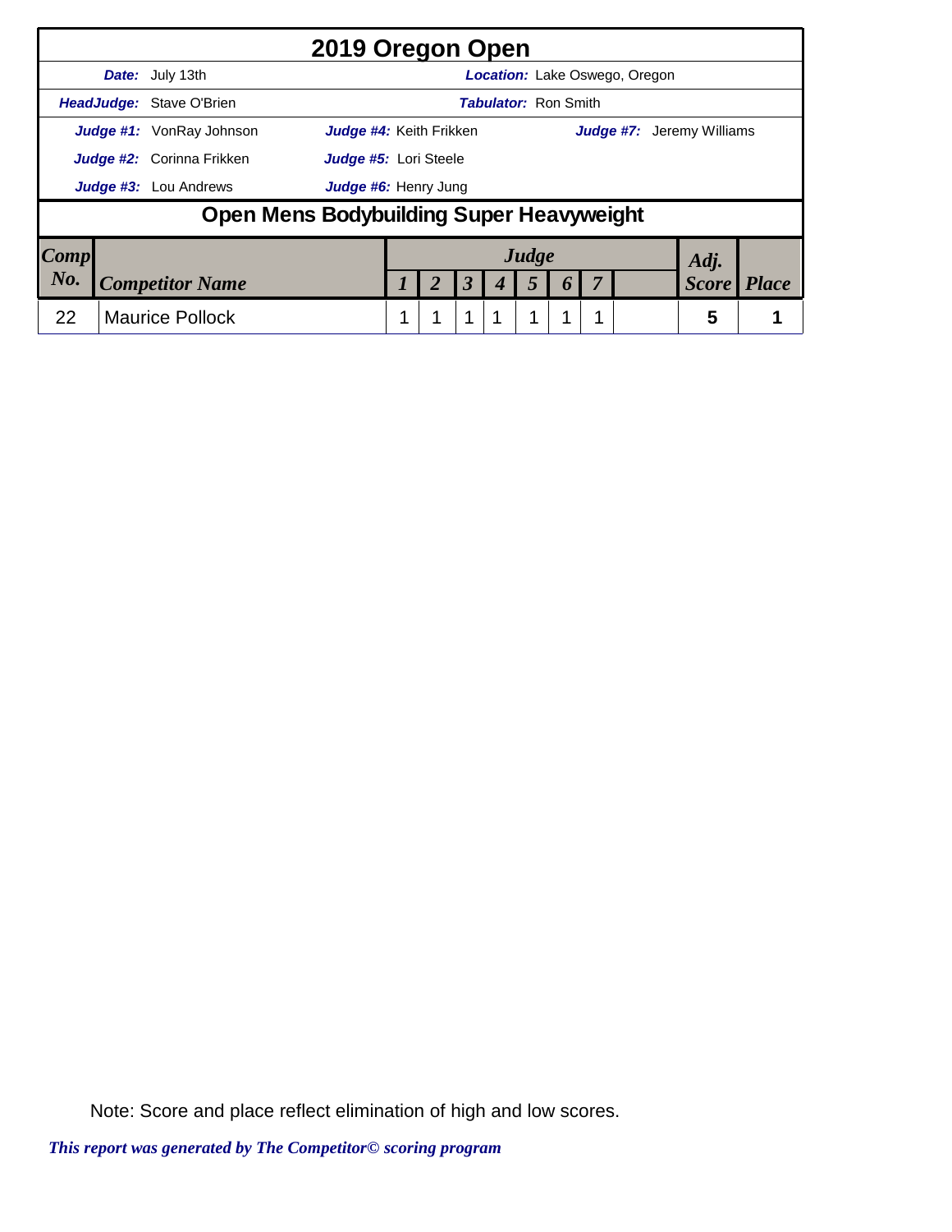# 2019 Oregon Open

**Date:** July 13th

**Location:** Lake Oswego, Oregon

**HeadJudge:** Stave O'Brien

**Tabulator:** Ron Smith

**Judge #1:** VonRay Johnson

**Judge #2:** Corinna Frikken

**Judge #3:** Lou Andrews

**Judge #4:** Keith Frikken

**Judge #5:** Lori Steele

**Judge #6:** Henry Jung

**Judge #7:** Jeremy Williams

## Open Mens Bodybuilding Super Heavyweight

| Comp No. | Competitor Name | Judge 1 | Judge 2 | Judge 3 | Judge 4 | Judge 5 | Judge 6 | Judge 7 | | Adj. Score | Place |
|---|---|---|---|---|---|---|---|---|---|---|---|
| 22 | Maurice Pollock | 1 | 1 | 1 | 1 | 1 | 1 | 1 | | 5 | 1 |

Note: Score and place reflect elimination of high and low scores.

*This report was generated by The Competitor© scoring program*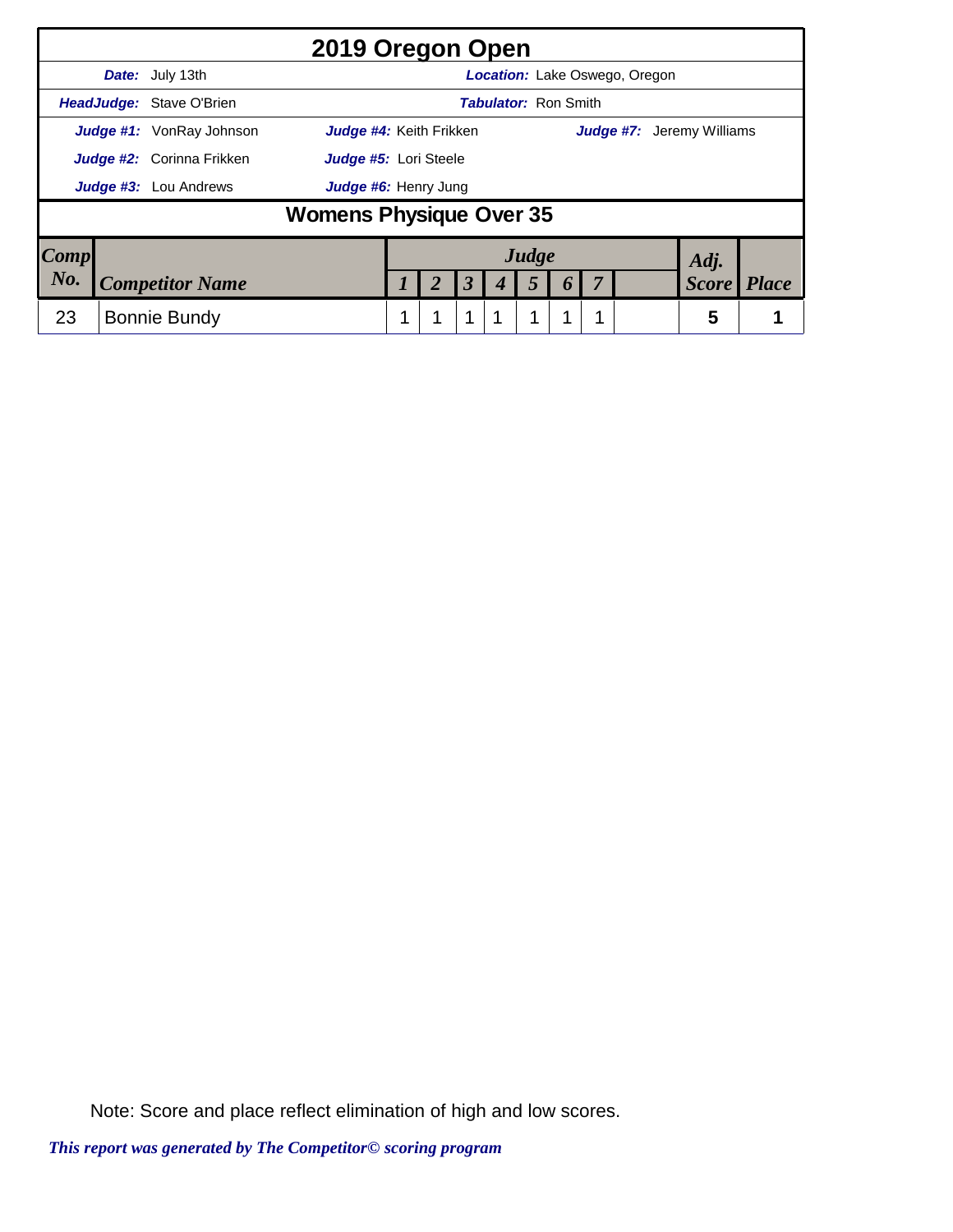# 2019 Oregon Open

**Date:** July 13th **Location:** Lake Oswego, Oregon

**HeadJudge:** Stave O'Brien **Tabulator:** Ron Smith

**Judge #1:** VonRay Johnson **Judge #4:** Keith Frikken **Judge #7:** Jeremy Williams

**Judge #2:** Corinna Frikken **Judge #5:** Lori Steele

**Judge #3:** Lou Andrews **Judge #6:** Henry Jung

## Womens Physique Over 35

| Comp No. | Competitor Name | Judge 1 | 2 | 3 | 4 | 5 | 6 | 7 | | Adj. Score | Place |
|---|---|---|---|---|---|---|---|---|---|---|---|
| 23 | Bonnie Bundy | 1 | 1 | 1 | 1 | 1 | 1 | 1 | | 5 | 1 |

Note: Score and place reflect elimination of high and low scores.

*This report was generated by The Competitor© scoring program*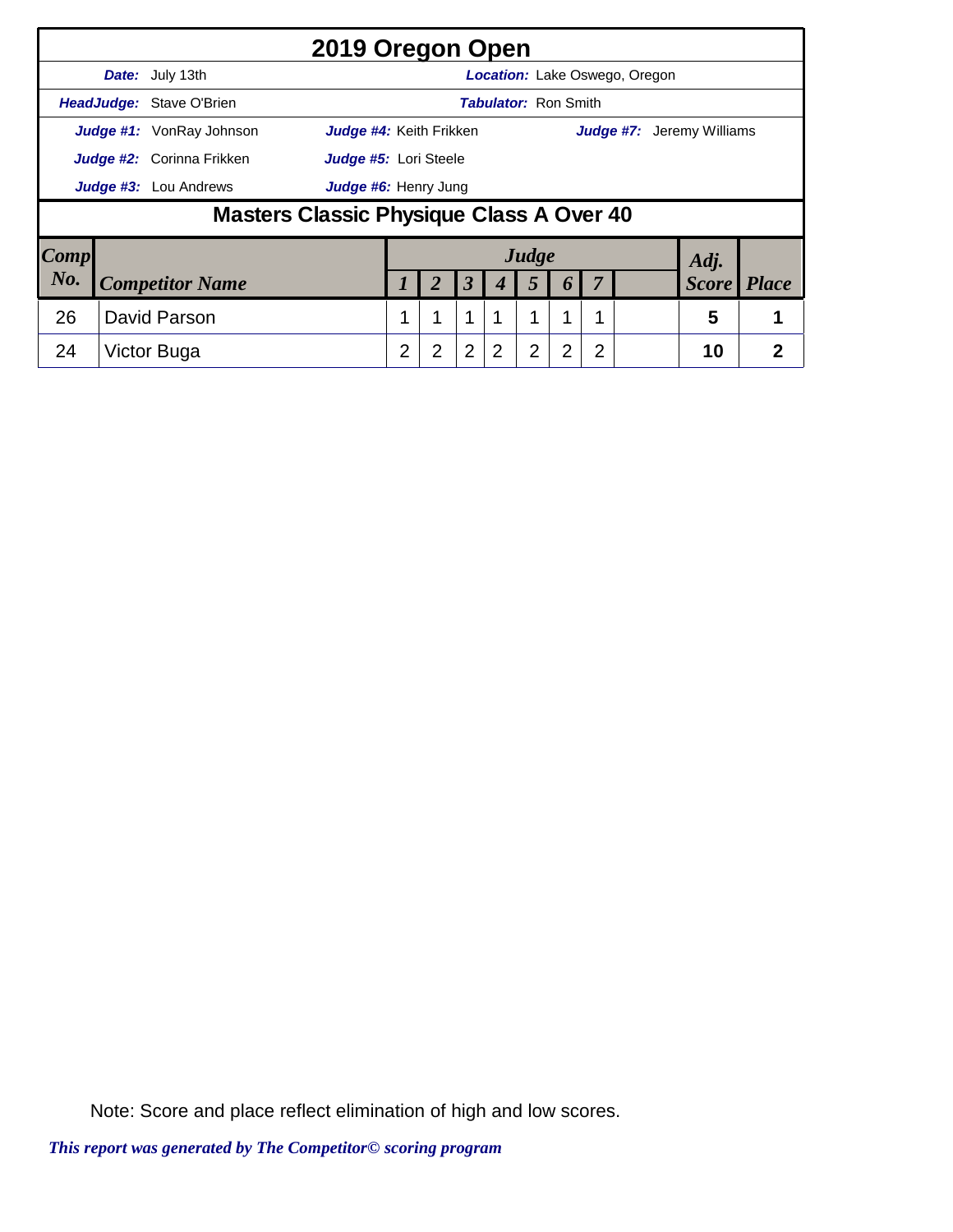# 2019 Oregon Open

**Date:** July 13th

**Location:** Lake Oswego, Oregon

**HeadJudge:** Stave O'Brien

**Tabulator:** Ron Smith

**Judge #1:** VonRay Johnson
**Judge #2:** Corinna Frikken
**Judge #3:** Lou Andrews
**Judge #4:** Keith Frikken
**Judge #5:** Lori Steele
**Judge #6:** Henry Jung
**Judge #7:** Jeremy Williams

## Masters Classic Physique Class A Over 40

| Comp No. | Competitor Name | Judge 1 | 2 | 3 | 4 | 5 | 6 | 7 | | Adj. Score | Place |
|---|---|---|---|---|---|---|---|---|---|---|---|
| 26 | David Parson | 1 | 1 | 1 | 1 | 1 | 1 | 1 | | 5 | 1 |
| 24 | Victor Buga | 2 | 2 | 2 | 2 | 2 | 2 | 2 | | 10 | 2 |

Note: Score and place reflect elimination of high and low scores.

*This report was generated by The Competitor© scoring program*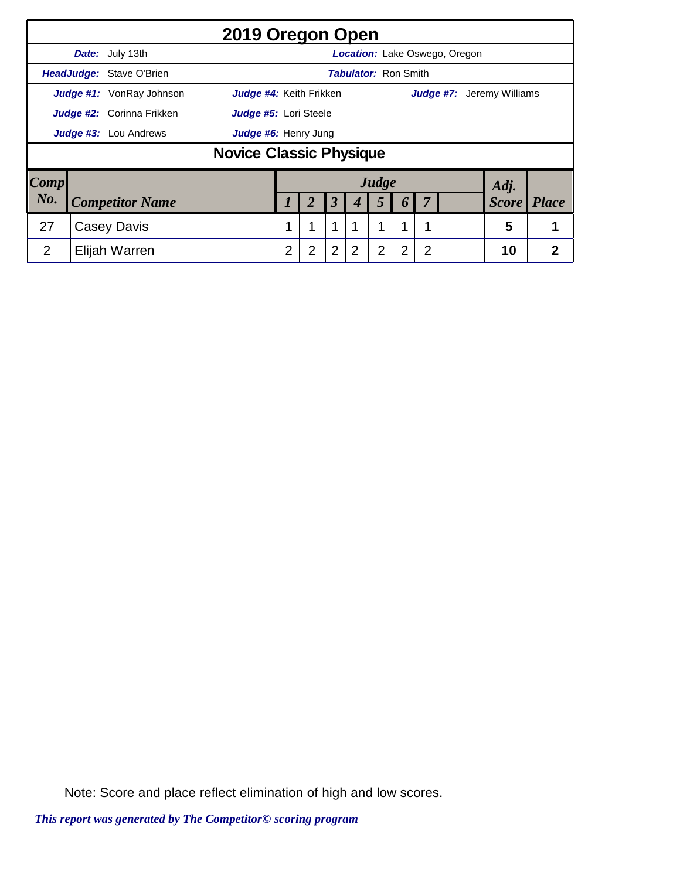# 2019 Oregon Open

**Date:** July 13th **Location:** Lake Oswego, Oregon

**HeadJudge:** Stave O'Brien **Tabulator:** Ron Smith

**Judge #1:** VonRay Johnson **Judge #4:** Keith Frikken **Judge #7:** Jeremy Williams

**Judge #2:** Corinna Frikken **Judge #5:** Lori Steele

**Judge #3:** Lou Andrews **Judge #6:** Henry Jung

## Novice Classic Physique

| Comp No. | Competitor Name | Judge 1 | 2 | 3 | 4 | 5 | 6 | 7 | | Adj. Score | Place |
|---|---|---|---|---|---|---|---|---|---|---|---|
| 27 | Casey Davis | 1 | 1 | 1 | 1 | 1 | 1 | 1 | | 5 | 1 |
| 2 | Elijah Warren | 2 | 2 | 2 | 2 | 2 | 2 | 2 | | 10 | 2 |

Note: Score and place reflect elimination of high and low scores.

*This report was generated by The Competitor© scoring program*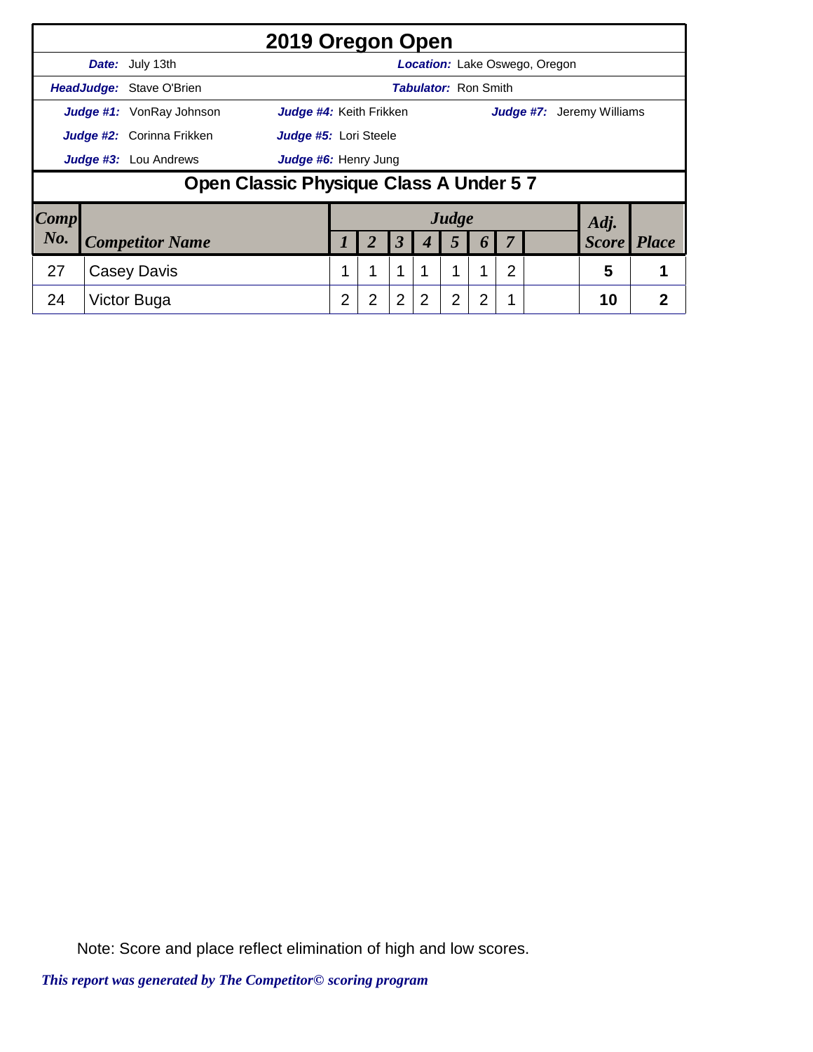# 2019 Oregon Open

**Date:** July 13th | **Location:** Lake Oswego, Oregon

**HeadJudge:** Stave O'Brien | **Tabulator:** Ron Smith

**Judge #1:** VonRay Johnson | **Judge #4:** Keith Frikken | **Judge #7:** Jeremy Williams

**Judge #2:** Corinna Frikken | **Judge #5:** Lori Steele

**Judge #3:** Lou Andrews | **Judge #6:** Henry Jung

## Open Classic Physique Class A Under 5 7

| Comp No. | Competitor Name | Judge 1 | 2 | 3 | 4 | 5 | 6 | 7 | | Adj. Score | Place |
|---|---|---|---|---|---|---|---|---|---|---|---|
| 27 | Casey Davis | 1 | 1 | 1 | 1 | 1 | 1 | 2 | | 5 | 1 |
| 24 | Victor Buga | 2 | 2 | 2 | 2 | 2 | 2 | 1 | | 10 | 2 |

Note: Score and place reflect elimination of high and low scores.

*This report was generated by The Competitor© scoring program*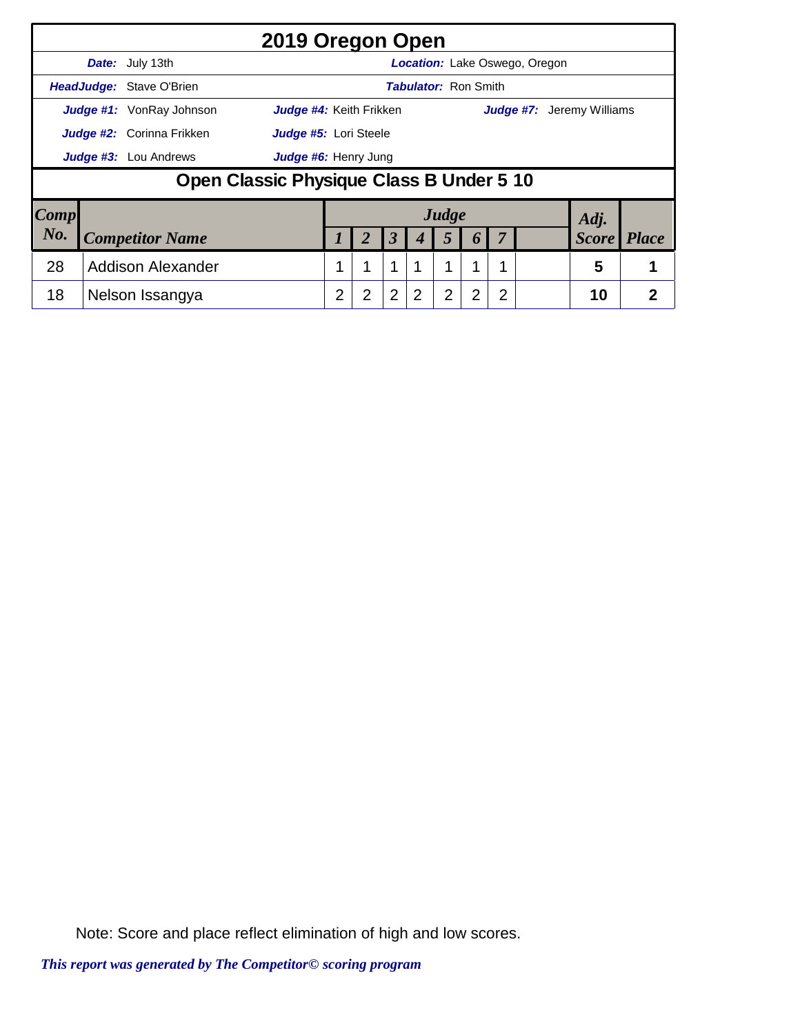# 2019 Oregon Open

***Date:*** July 13th | ***Location:*** Lake Oswego, Oregon

***HeadJudge:*** Stave O'Brien | ***Tabulator:*** Ron Smith

***Judge #1:*** VonRay Johnson | ***Judge #4:*** Keith Frikken | ***Judge #7:*** Jeremy Williams

***Judge #2:*** Corinna Frikken | ***Judge #5:*** Lori Steele

***Judge #3:*** Lou Andrews | ***Judge #6:*** Henry Jung

## Open Classic Physique Class B Under 5 10

| *Comp No.* | *Competitor Name* | *Judge 1* | *2* | *3* | *4* | *5* | *6* | *7* | | *Adj. Score* | *Place* |
|---|---|---|---|---|---|---|---|---|---|---|---|
| 28 | Addison Alexander | 1 | 1 | 1 | 1 | 1 | 1 | 1 | | 5 | 1 |
| 18 | Nelson Issangya | 2 | 2 | 2 | 2 | 2 | 2 | 2 | | 10 | 2 |

Note: Score and place reflect elimination of high and low scores.

*This report was generated by The Competitor© scoring program*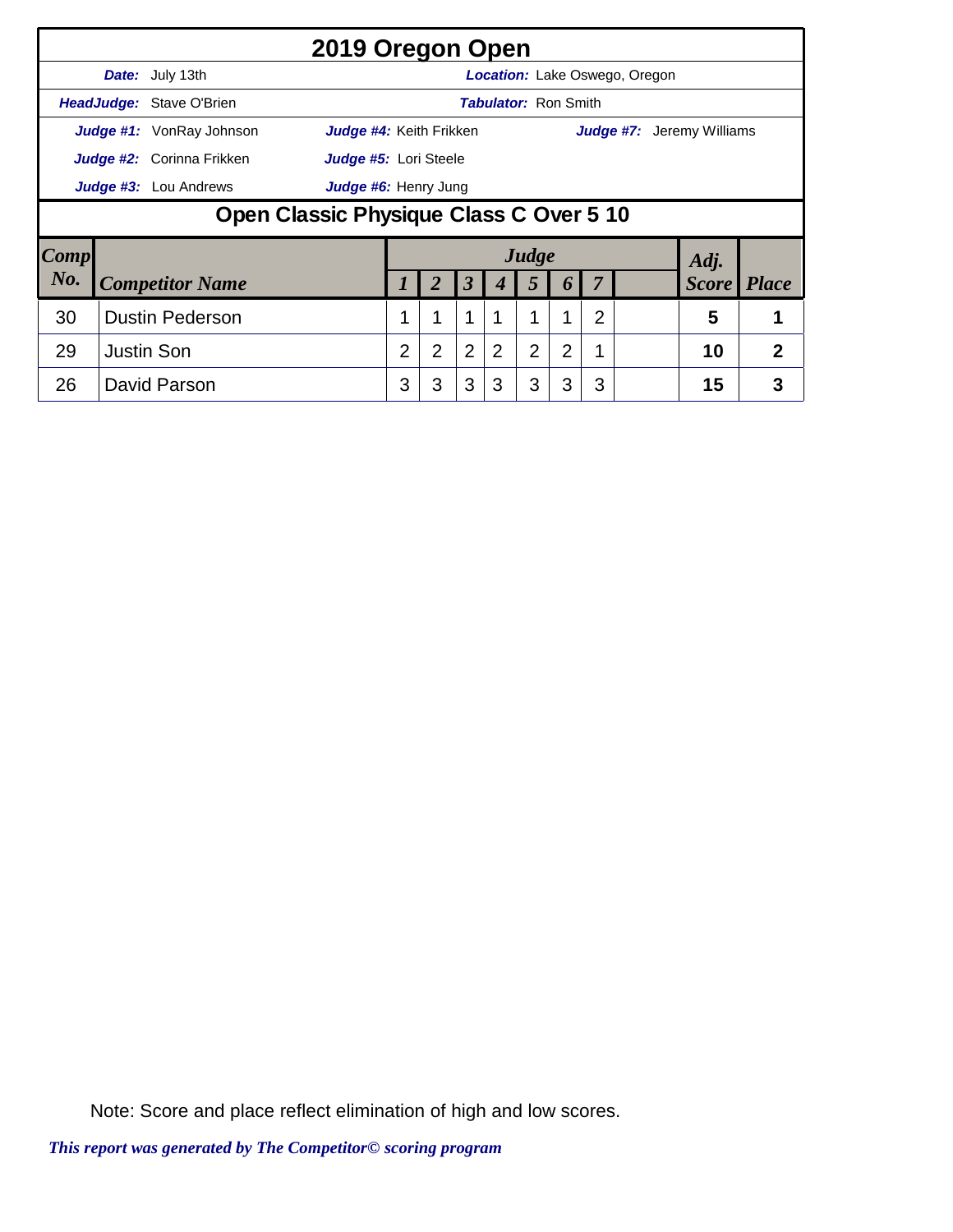# 2019 Oregon Open

**Date:** July 13th | **Location:** Lake Oswego, Oregon

**HeadJudge:** Stave O'Brien | **Tabulator:** Ron Smith

**Judge #1:** VonRay Johnson | **Judge #4:** Keith Frikken | **Judge #7:** Jeremy Williams

**Judge #2:** Corinna Frikken | **Judge #5:** Lori Steele

**Judge #3:** Lou Andrews | **Judge #6:** Henry Jung

## Open Classic Physique Class C Over 5 10

| Comp No. | Competitor Name | Judge 1 | 2 | 3 | 4 | 5 | 6 | 7 | | Adj. Score | Place |
|---|---|---|---|---|---|---|---|---|---|---|---|
| 30 | Dustin Pederson | 1 | 1 | 1 | 1 | 1 | 1 | 2 | | 5 | 1 |
| 29 | Justin Son | 2 | 2 | 2 | 2 | 2 | 2 | 1 | | 10 | 2 |
| 26 | David Parson | 3 | 3 | 3 | 3 | 3 | 3 | 3 | | 15 | 3 |

Note: Score and place reflect elimination of high and low scores.

*This report was generated by The Competitor© scoring program*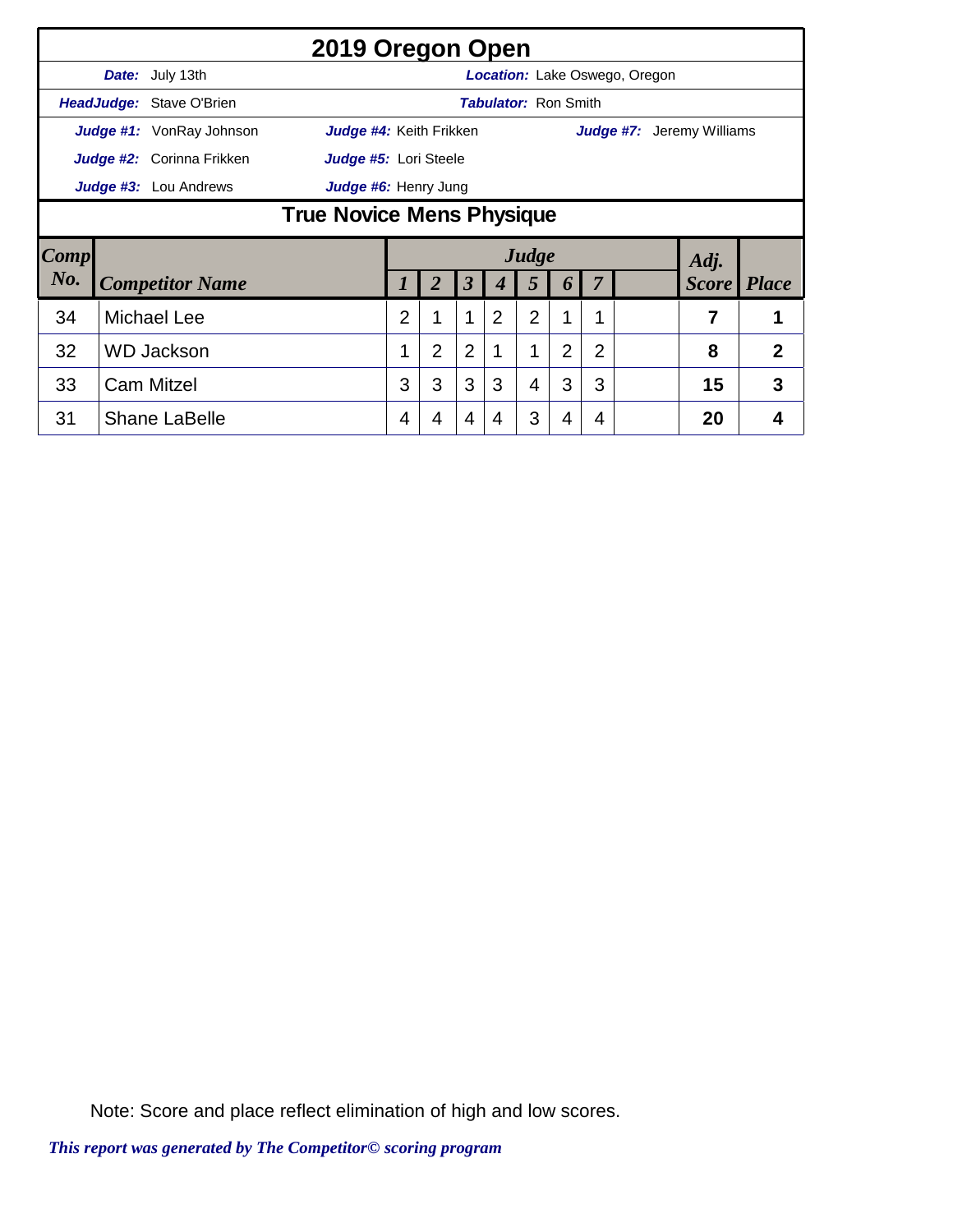# 2019 Oregon Open

**Date:** July 13th | **Location:** Lake Oswego, Oregon

**HeadJudge:** Stave O'Brien | **Tabulator:** Ron Smith

**Judge #1:** VonRay Johnson | **Judge #4:** Keith Frikken | **Judge #7:** Jeremy Williams

**Judge #2:** Corinna Frikken | **Judge #5:** Lori Steele

**Judge #3:** Lou Andrews | **Judge #6:** Henry Jung

## True Novice Mens Physique

| Comp No. | Competitor Name | Judge 1 | 2 | 3 | 4 | 5 | 6 | 7 | | Adj. Score | Place |
|---|---|---|---|---|---|---|---|---|---|---|---|
| 34 | Michael Lee | 2 | 1 | 1 | 2 | 2 | 1 | 1 | | **7** | **1** |
| 32 | WD Jackson | 1 | 2 | 2 | 1 | 1 | 2 | 2 | | **8** | **2** |
| 33 | Cam Mitzel | 3 | 3 | 3 | 3 | 4 | 3 | 3 | | **15** | **3** |
| 31 | Shane LaBelle | 4 | 4 | 4 | 4 | 3 | 4 | 4 | | **20** | **4** |

Note: Score and place reflect elimination of high and low scores.

*This report was generated by The Competitor© scoring program*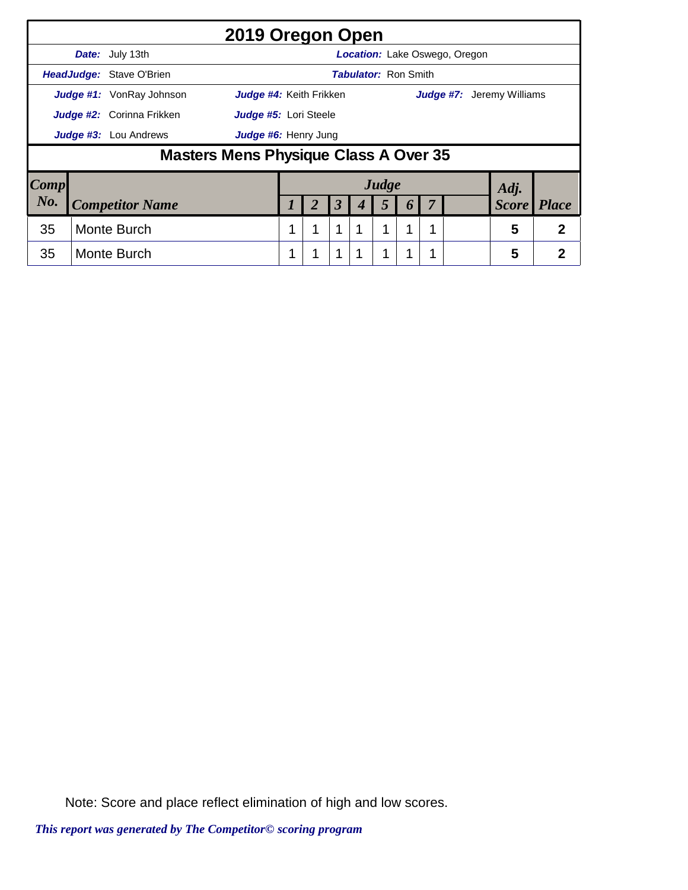# 2019 Oregon Open

**Date:** July 13th | **Location:** Lake Oswego, Oregon

**HeadJudge:** Stave O'Brien | **Tabulator:** Ron Smith

**Judge #1:** VonRay Johnson | **Judge #4:** Keith Frikken | **Judge #7:** Jeremy Williams

**Judge #2:** Corinna Frikken | **Judge #5:** Lori Steele

**Judge #3:** Lou Andrews | **Judge #6:** Henry Jung

## Masters Mens Physique Class A Over 35

| Comp No. | Competitor Name | Judge 1 | 2 | 3 | 4 | 5 | 6 | 7 | | Adj. Score | Place |
|---|---|---|---|---|---|---|---|---|---|---|---|
| 35 | Monte Burch | 1 | 1 | 1 | 1 | 1 | 1 | 1 | | 5 | 2 |
| 35 | Monte Burch | 1 | 1 | 1 | 1 | 1 | 1 | 1 | | 5 | 2 |

Note: Score and place reflect elimination of high and low scores.

*This report was generated by The Competitor© scoring program*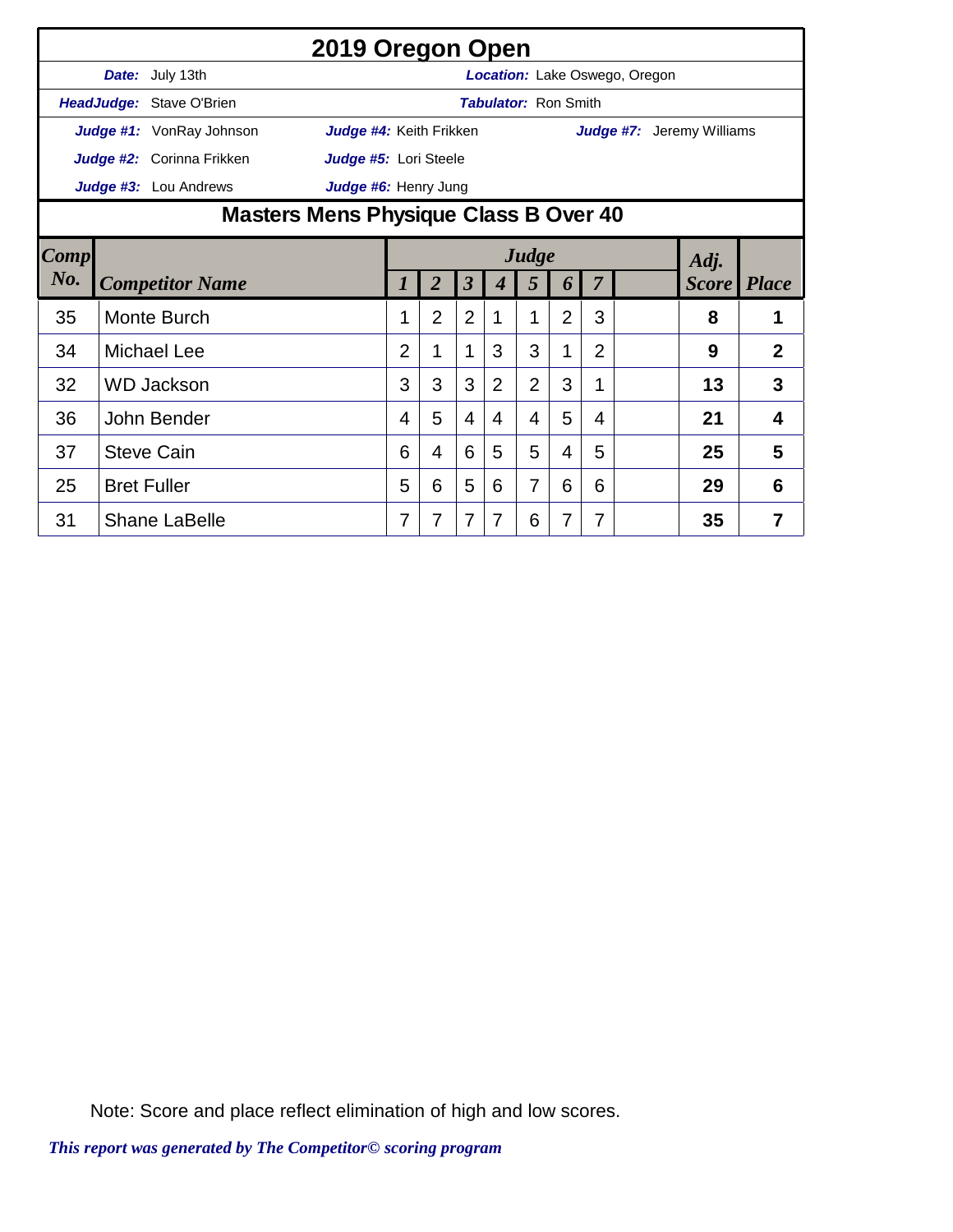# 2019 Oregon Open

**Date:** July 13th | **Location:** Lake Oswego, Oregon

**HeadJudge:** Stave O'Brien | **Tabulator:** Ron Smith

**Judge #1:** VonRay Johnson | **Judge #4:** Keith Frikken | **Judge #7:** Jeremy Williams

**Judge #2:** Corinna Frikken | **Judge #5:** Lori Steele

**Judge #3:** Lou Andrews | **Judge #6:** Henry Jung

## Masters Mens Physique Class B Over 40

| Comp No. | Competitor Name | Judge 1 | 2 | 3 | 4 | 5 | 6 | 7 | | Adj. Score | Place |
|---|---|---|---|---|---|---|---|---|---|---|---|
| 35 | Monte Burch | 1 | 2 | 2 | 1 | 1 | 2 | 3 | | **8** | **1** |
| 34 | Michael Lee | 2 | 1 | 1 | 3 | 3 | 1 | 2 | | **9** | **2** |
| 32 | WD Jackson | 3 | 3 | 3 | 2 | 2 | 3 | 1 | | **13** | **3** |
| 36 | John Bender | 4 | 5 | 4 | 4 | 4 | 5 | 4 | | **21** | **4** |
| 37 | Steve Cain | 6 | 4 | 6 | 5 | 5 | 4 | 5 | | **25** | **5** |
| 25 | Bret Fuller | 5 | 6 | 5 | 6 | 7 | 6 | 6 | | **29** | **6** |
| 31 | Shane LaBelle | 7 | 7 | 7 | 7 | 6 | 7 | 7 | | **35** | **7** |

Note: Score and place reflect elimination of high and low scores.

*This report was generated by The Competitor© scoring program*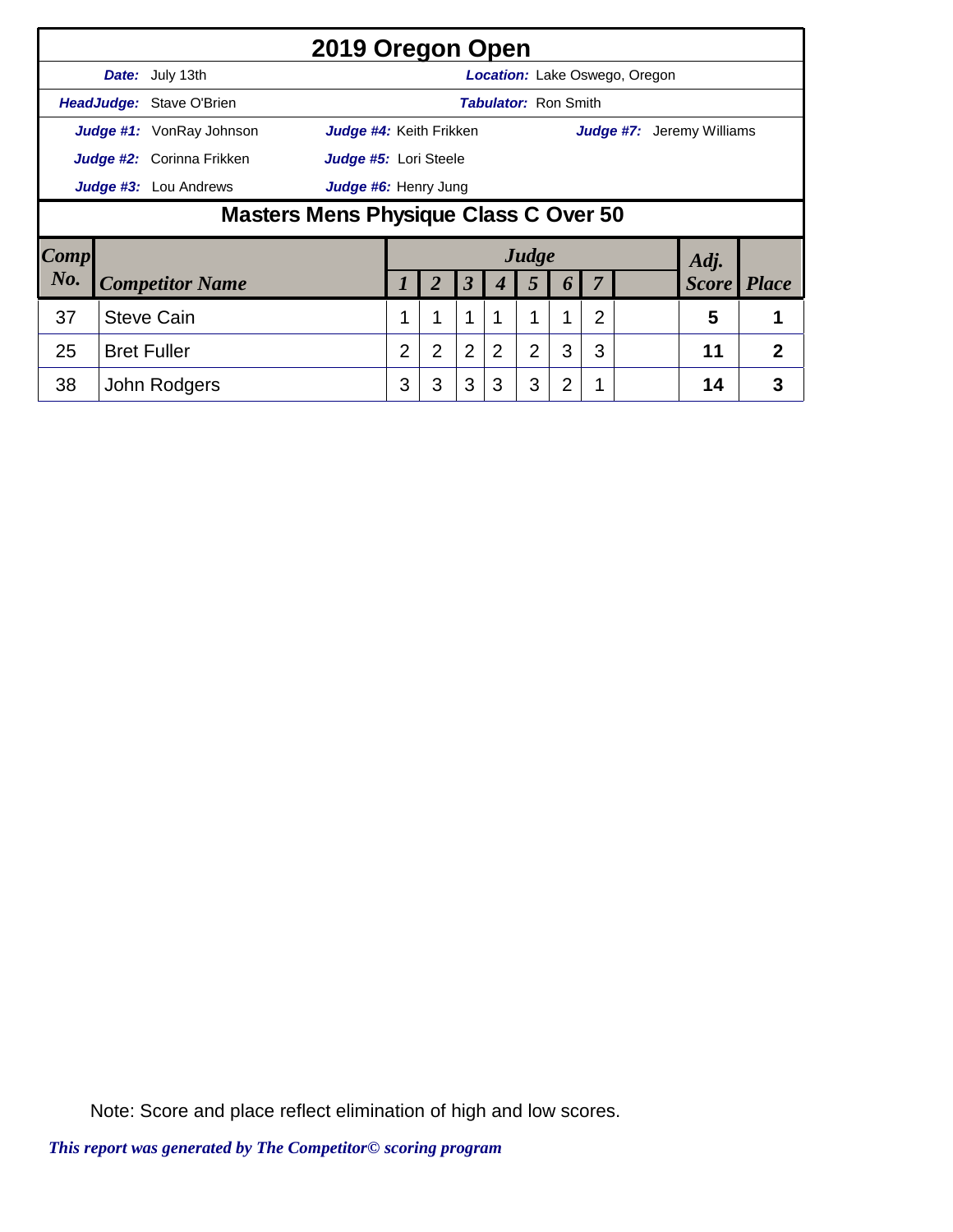# 2019 Oregon Open

**Date:** July 13th  
**Location:** Lake Oswego, Oregon

**HeadJudge:** Stave O'Brien  
**Tabulator:** Ron Smith

**Judge #1:** VonRay Johnson  
**Judge #2:** Corinna Frikken  
**Judge #3:** Lou Andrews  
**Judge #4:** Keith Frikken  
**Judge #5:** Lori Steele  
**Judge #6:** Henry Jung  
**Judge #7:** Jeremy Williams

## Masters Mens Physique Class C Over 50

| Comp No. | Competitor Name | Judge 1 | 2 | 3 | 4 | 5 | 6 | 7 | | Adj. Score | Place |
|---|---|---|---|---|---|---|---|---|---|---|---|
| 37 | Steve Cain | 1 | 1 | 1 | 1 | 1 | 1 | 2 | | 5 | 1 |
| 25 | Bret Fuller | 2 | 2 | 2 | 2 | 2 | 3 | 3 | | 11 | 2 |
| 38 | John Rodgers | 3 | 3 | 3 | 3 | 3 | 2 | 1 | | 14 | 3 |

Note: Score and place reflect elimination of high and low scores.

*This report was generated by The Competitor© scoring program*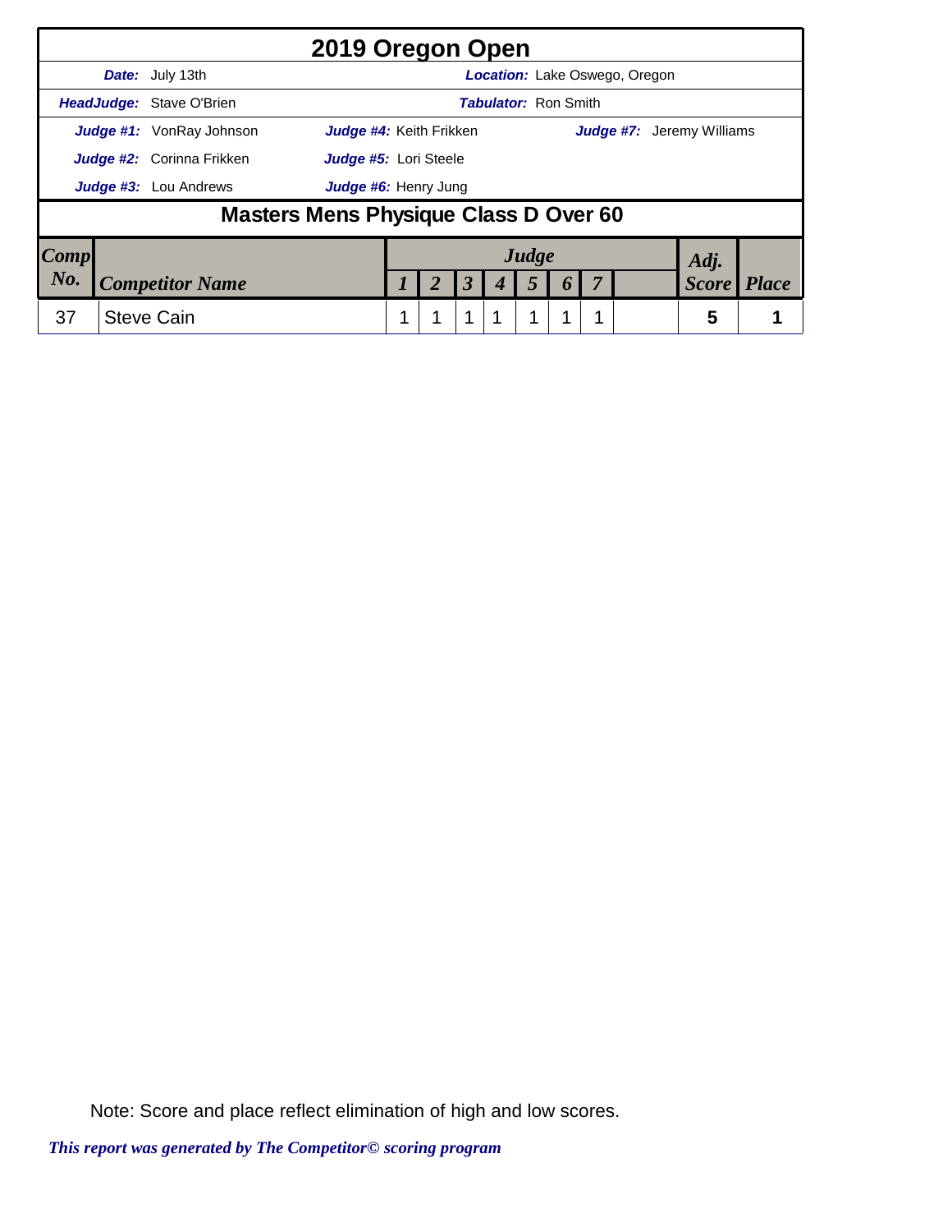# 2019 Oregon Open

**Date:** July 13th **Location:** Lake Oswego, Oregon

**HeadJudge:** Stave O'Brien **Tabulator:** Ron Smith

**Judge #1:** VonRay Johnson **Judge #4:** Keith Frikken **Judge #7:** Jeremy Williams

**Judge #2:** Corinna Frikken **Judge #5:** Lori Steele

**Judge #3:** Lou Andrews **Judge #6:** Henry Jung

## Masters Mens Physique Class D Over 60

| Comp No. | Competitor Name | Judge 1 | 2 | 3 | 4 | 5 | 6 | 7 | | Adj. Score | Place |
|---|---|---|---|---|---|---|---|---|---|---|---|
| 37 | Steve Cain | 1 | 1 | 1 | 1 | 1 | 1 | 1 | | 5 | 1 |

Note: Score and place reflect elimination of high and low scores.

*This report was generated by The Competitor© scoring program*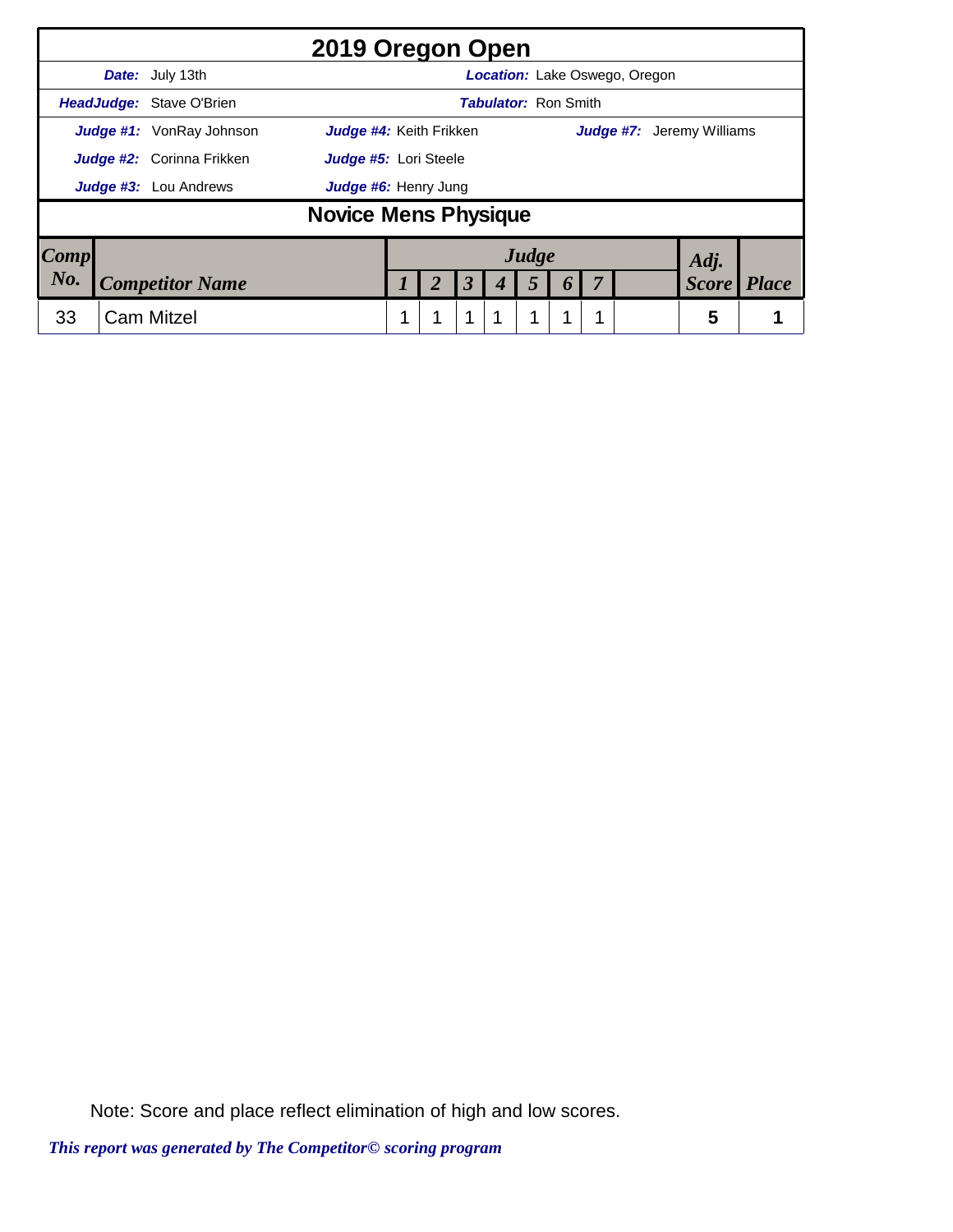# 2019 Oregon Open

**Date:** July 13th | **Location:** Lake Oswego, Oregon

**HeadJudge:** Stave O'Brien | **Tabulator:** Ron Smith

**Judge #1:** VonRay Johnson | **Judge #4:** Keith Frikken | **Judge #7:** Jeremy Williams

**Judge #2:** Corinna Frikken | **Judge #5:** Lori Steele

**Judge #3:** Lou Andrews | **Judge #6:** Henry Jung

## Novice Mens Physique

| Comp No. | Competitor Name | Judge 1 | 2 | 3 | 4 | 5 | 6 | 7 | | Adj. Score | Place |
|---|---|---|---|---|---|---|---|---|---|---|---|
| 33 | Cam Mitzel | 1 | 1 | 1 | 1 | 1 | 1 | 1 | | 5 | 1 |

Note: Score and place reflect elimination of high and low scores.

*This report was generated by The Competitor© scoring program*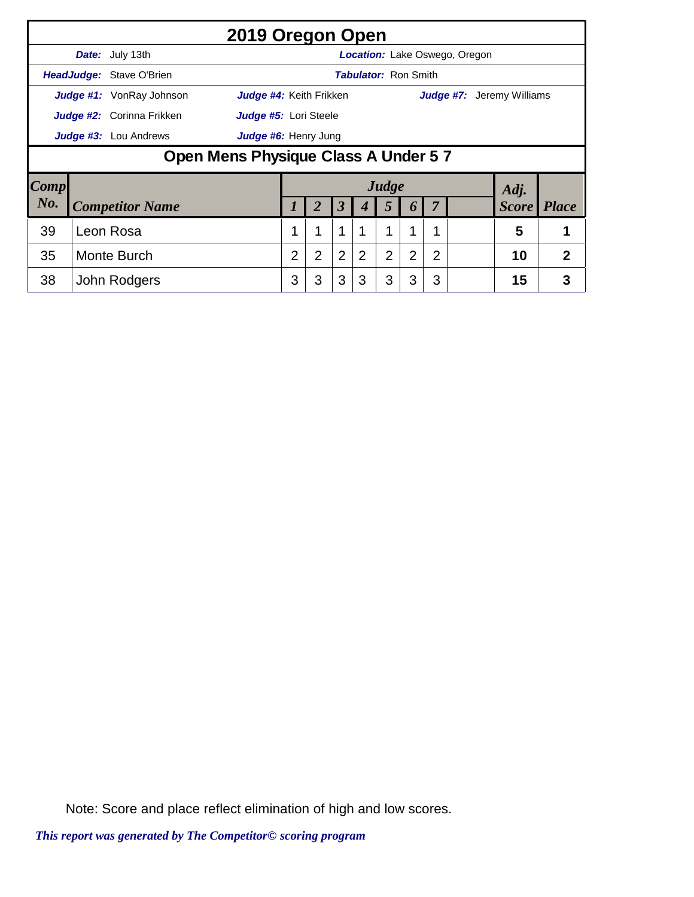# 2019 Oregon Open

**Date:** July 13th — **Location:** Lake Oswego, Oregon

**HeadJudge:** Stave O'Brien — **Tabulator:** Ron Smith

**Judge #1:** VonRay Johnson — **Judge #4:** Keith Frikken — **Judge #7:** Jeremy Williams

**Judge #2:** Corinna Frikken — **Judge #5:** Lori Steele

**Judge #3:** Lou Andrews — **Judge #6:** Henry Jung

## Open Mens Physique Class A Under 5 7

| Comp No. | Competitor Name | Judge 1 | 2 | 3 | 4 | 5 | 6 | 7 | | Adj. Score | Place |
|---|---|---|---|---|---|---|---|---|---|---|---|
| 39 | Leon Rosa | 1 | 1 | 1 | 1 | 1 | 1 | 1 | | 5 | 1 |
| 35 | Monte Burch | 2 | 2 | 2 | 2 | 2 | 2 | 2 | | 10 | 2 |
| 38 | John Rodgers | 3 | 3 | 3 | 3 | 3 | 3 | 3 | | 15 | 3 |

Note: Score and place reflect elimination of high and low scores.

*This report was generated by The Competitor© scoring program*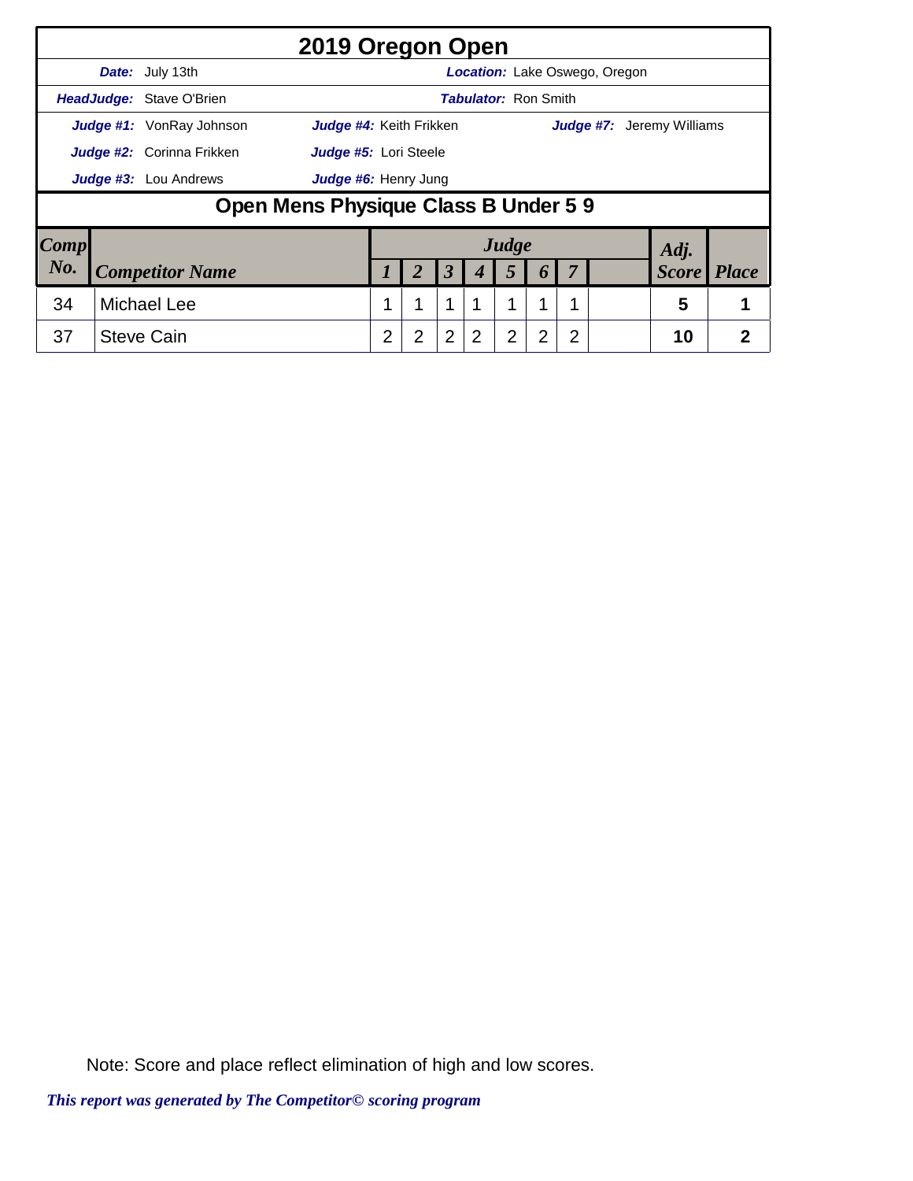# 2019 Oregon Open

**Date:** July 13th | **Location:** Lake Oswego, Oregon

**HeadJudge:** Stave O'Brien | **Tabulator:** Ron Smith

**Judge #1:** VonRay Johnson | **Judge #4:** Keith Frikken | **Judge #7:** Jeremy Williams

**Judge #2:** Corinna Frikken | **Judge #5:** Lori Steele

**Judge #3:** Lou Andrews | **Judge #6:** Henry Jung

## Open Mens Physique Class B Under 5 9

| Comp No. | Competitor Name | Judge 1 | 2 | 3 | 4 | 5 | 6 | 7 | | Adj. Score | Place |
|---|---|---|---|---|---|---|---|---|---|---|---|
| 34 | Michael Lee | 1 | 1 | 1 | 1 | 1 | 1 | 1 | | 5 | 1 |
| 37 | Steve Cain | 2 | 2 | 2 | 2 | 2 | 2 | 2 | | 10 | 2 |

Note: Score and place reflect elimination of high and low scores.

*This report was generated by The Competitor© scoring program*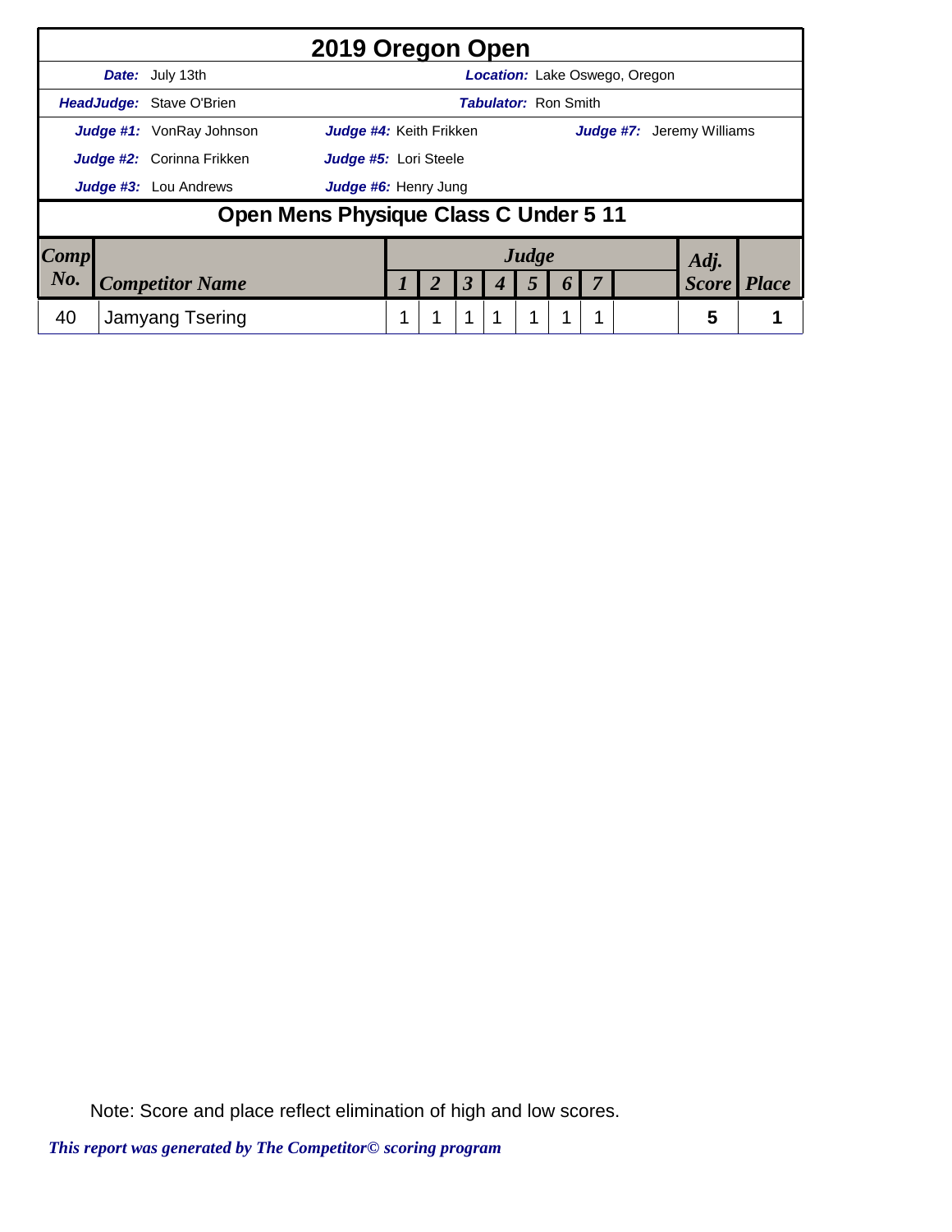# 2019 Oregon Open

**Date:** July 13th **Location:** Lake Oswego, Oregon

**HeadJudge:** Stave O'Brien **Tabulator:** Ron Smith

**Judge #1:** VonRay Johnson **Judge #4:** Keith Frikken **Judge #7:** Jeremy Williams

**Judge #2:** Corinna Frikken **Judge #5:** Lori Steele

**Judge #3:** Lou Andrews **Judge #6:** Henry Jung

## Open Mens Physique Class C Under 5 11

| Comp No. | Competitor Name | Judge 1 | 2 | 3 | 4 | 5 | 6 | 7 | | Adj. Score | Place |
|---|---|---|---|---|---|---|---|---|---|---|---|
| 40 | Jamyang Tsering | 1 | 1 | 1 | 1 | 1 | 1 | 1 | | 5 | 1 |

Note: Score and place reflect elimination of high and low scores.

*This report was generated by The Competitor© scoring program*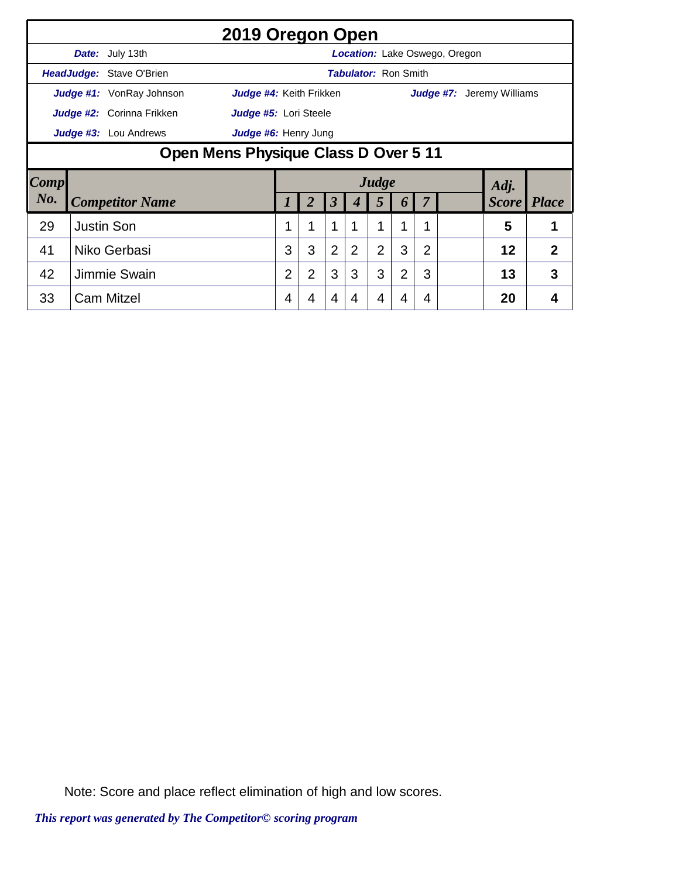# 2019 Oregon Open

**Date:** July 13th **Location:** Lake Oswego, Oregon

**HeadJudge:** Stave O'Brien **Tabulator:** Ron Smith

**Judge #1:** VonRay Johnson **Judge #4:** Keith Frikken **Judge #7:** Jeremy Williams

**Judge #2:** Corinna Frikken **Judge #5:** Lori Steele

**Judge #3:** Lou Andrews **Judge #6:** Henry Jung

## Open Mens Physique Class D Over 5 11

| Comp No. | Competitor Name | Judge 1 | 2 | 3 | 4 | 5 | 6 | 7 | | Adj. Score | Place |
|---|---|---|---|---|---|---|---|---|---|---|---|
| 29 | Justin Son | 1 | 1 | 1 | 1 | 1 | 1 | 1 | | 5 | 1 |
| 41 | Niko Gerbasi | 3 | 3 | 2 | 2 | 2 | 3 | 2 | | 12 | 2 |
| 42 | Jimmie Swain | 2 | 2 | 3 | 3 | 3 | 2 | 3 | | 13 | 3 |
| 33 | Cam Mitzel | 4 | 4 | 4 | 4 | 4 | 4 | 4 | | 20 | 4 |

Note: Score and place reflect elimination of high and low scores.

*This report was generated by The Competitor© scoring program*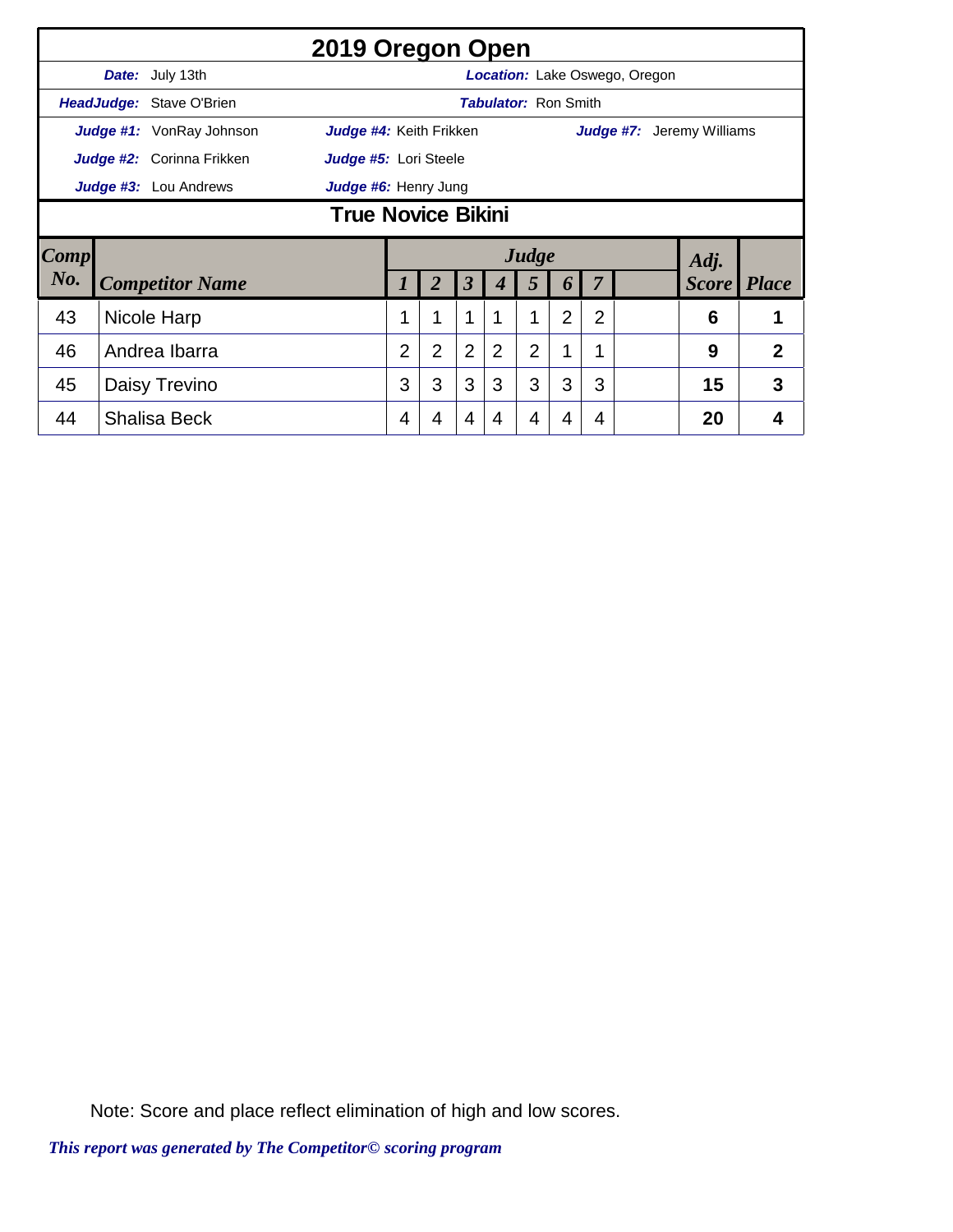# 2019 Oregon Open

**Date:** July 13th | **Location:** Lake Oswego, Oregon

**HeadJudge:** Stave O'Brien | **Tabulator:** Ron Smith

**Judge #1:** VonRay Johnson | **Judge #4:** Keith Frikken | **Judge #7:** Jeremy Williams

**Judge #2:** Corinna Frikken | **Judge #5:** Lori Steele

**Judge #3:** Lou Andrews | **Judge #6:** Henry Jung

## True Novice Bikini

| Comp No. | Competitor Name | Judge 1 | 2 | 3 | 4 | 5 | 6 | 7 | | Adj. Score | Place |
|---|---|---|---|---|---|---|---|---|---|---|---|
| 43 | Nicole Harp | 1 | 1 | 1 | 1 | 1 | 2 | 2 | | 6 | 1 |
| 46 | Andrea Ibarra | 2 | 2 | 2 | 2 | 2 | 1 | 1 | | 9 | 2 |
| 45 | Daisy Trevino | 3 | 3 | 3 | 3 | 3 | 3 | 3 | | 15 | 3 |
| 44 | Shalisa Beck | 4 | 4 | 4 | 4 | 4 | 4 | 4 | | 20 | 4 |

Note: Score and place reflect elimination of high and low scores.

*This report was generated by The Competitor© scoring program*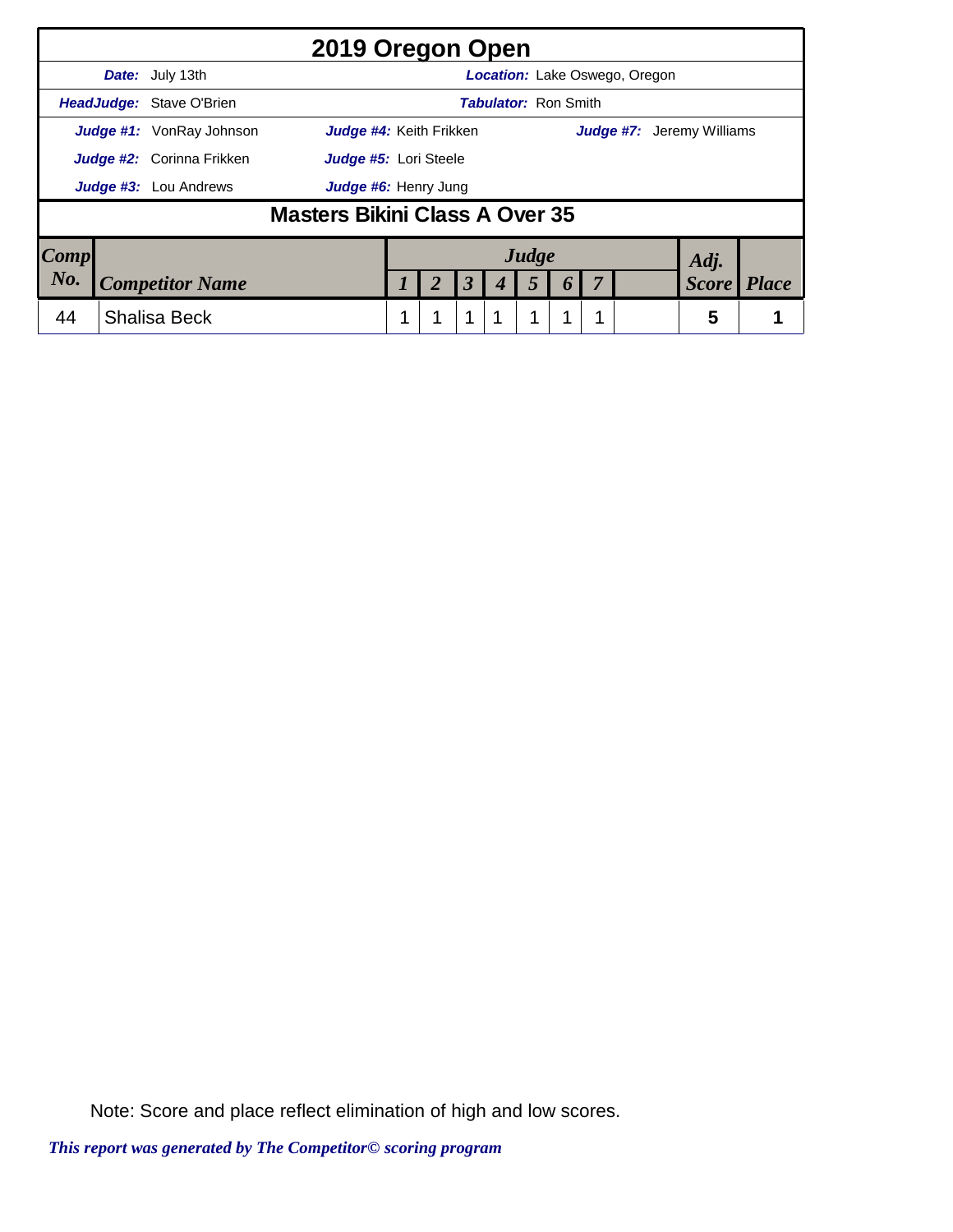# 2019 Oregon Open

**Date:** July 13th | **Location:** Lake Oswego, Oregon

**HeadJudge:** Stave O'Brien | **Tabulator:** Ron Smith

**Judge #1:** VonRay Johnson | **Judge #4:** Keith Frikken | **Judge #7:** Jeremy Williams

**Judge #2:** Corinna Frikken | **Judge #5:** Lori Steele

**Judge #3:** Lou Andrews | **Judge #6:** Henry Jung

## Masters Bikini Class A Over 35

| Comp No. | Competitor Name | Judge 1 | Judge 2 | Judge 3 | Judge 4 | Judge 5 | Judge 6 | Judge 7 | | Adj. Score | Place |
|---|---|---|---|---|---|---|---|---|---|---|---|
| 44 | Shalisa Beck | 1 | 1 | 1 | 1 | 1 | 1 | 1 | | 5 | 1 |

Note: Score and place reflect elimination of high and low scores.

*This report was generated by The Competitor© scoring program*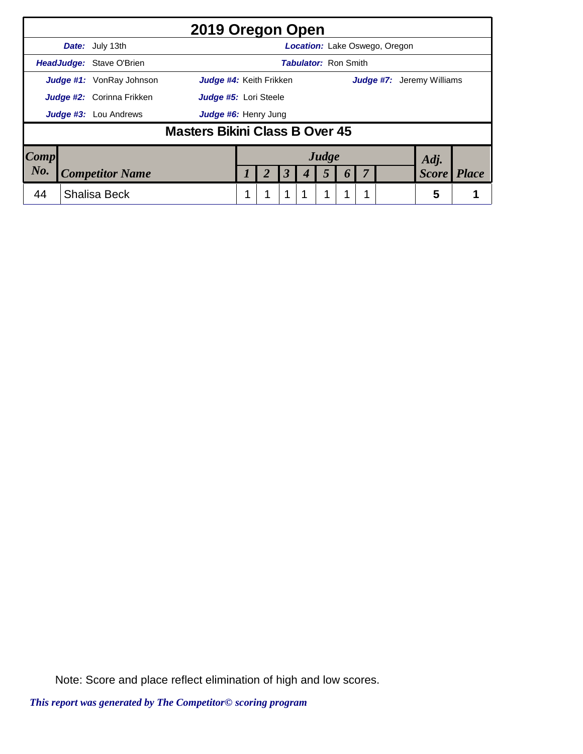# 2019 Oregon Open

**Date:** July 13th | **Location:** Lake Oswego, Oregon

**HeadJudge:** Stave O'Brien | **Tabulator:** Ron Smith

**Judge #1:** VonRay Johnson | **Judge #4:** Keith Frikken | **Judge #7:** Jeremy Williams

**Judge #2:** Corinna Frikken | **Judge #5:** Lori Steele

**Judge #3:** Lou Andrews | **Judge #6:** Henry Jung

## Masters Bikini Class B Over 45

| Comp No. | Competitor Name | Judge 1 | Judge 2 | Judge 3 | Judge 4 | Judge 5 | Judge 6 | Judge 7 | | Adj. Score | Place |
|---|---|---|---|---|---|---|---|---|---|---|---|
| 44 | Shalisa Beck | 1 | 1 | 1 | 1 | 1 | 1 | 1 | | 5 | 1 |

Note: Score and place reflect elimination of high and low scores.

*This report was generated by The Competitor© scoring program*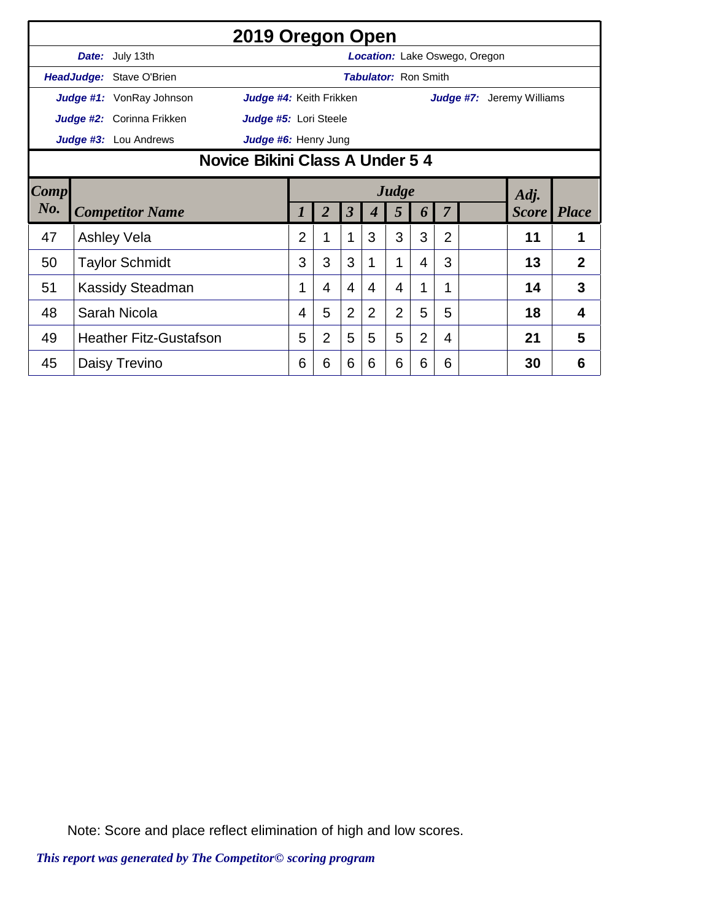# 2019 Oregon Open

**Date:** July 13th | **Location:** Lake Oswego, Oregon

**HeadJudge:** Stave O'Brien | **Tabulator:** Ron Smith

**Judge #1:** VonRay Johnson | **Judge #4:** Keith Frikken | **Judge #7:** Jeremy Williams

**Judge #2:** Corinna Frikken | **Judge #5:** Lori Steele

**Judge #3:** Lou Andrews | **Judge #6:** Henry Jung

## Novice Bikini Class A Under 5 4

| Comp No. | Competitor Name | Judge 1 | 2 | 3 | 4 | 5 | 6 | 7 | | Adj. Score | Place |
|---|---|---|---|---|---|---|---|---|---|---|---|
| 47 | Ashley Vela | 2 | 1 | 1 | 3 | 3 | 3 | 2 | | **11** | **1** |
| 50 | Taylor Schmidt | 3 | 3 | 3 | 1 | 1 | 4 | 3 | | **13** | **2** |
| 51 | Kassidy Steadman | 1 | 4 | 4 | 4 | 4 | 1 | 1 | | **14** | **3** |
| 48 | Sarah Nicola | 4 | 5 | 2 | 2 | 2 | 5 | 5 | | **18** | **4** |
| 49 | Heather Fitz-Gustafson | 5 | 2 | 5 | 5 | 5 | 2 | 4 | | **21** | **5** |
| 45 | Daisy Trevino | 6 | 6 | 6 | 6 | 6 | 6 | 6 | | **30** | **6** |

Note: Score and place reflect elimination of high and low scores.

*This report was generated by The Competitor© scoring program*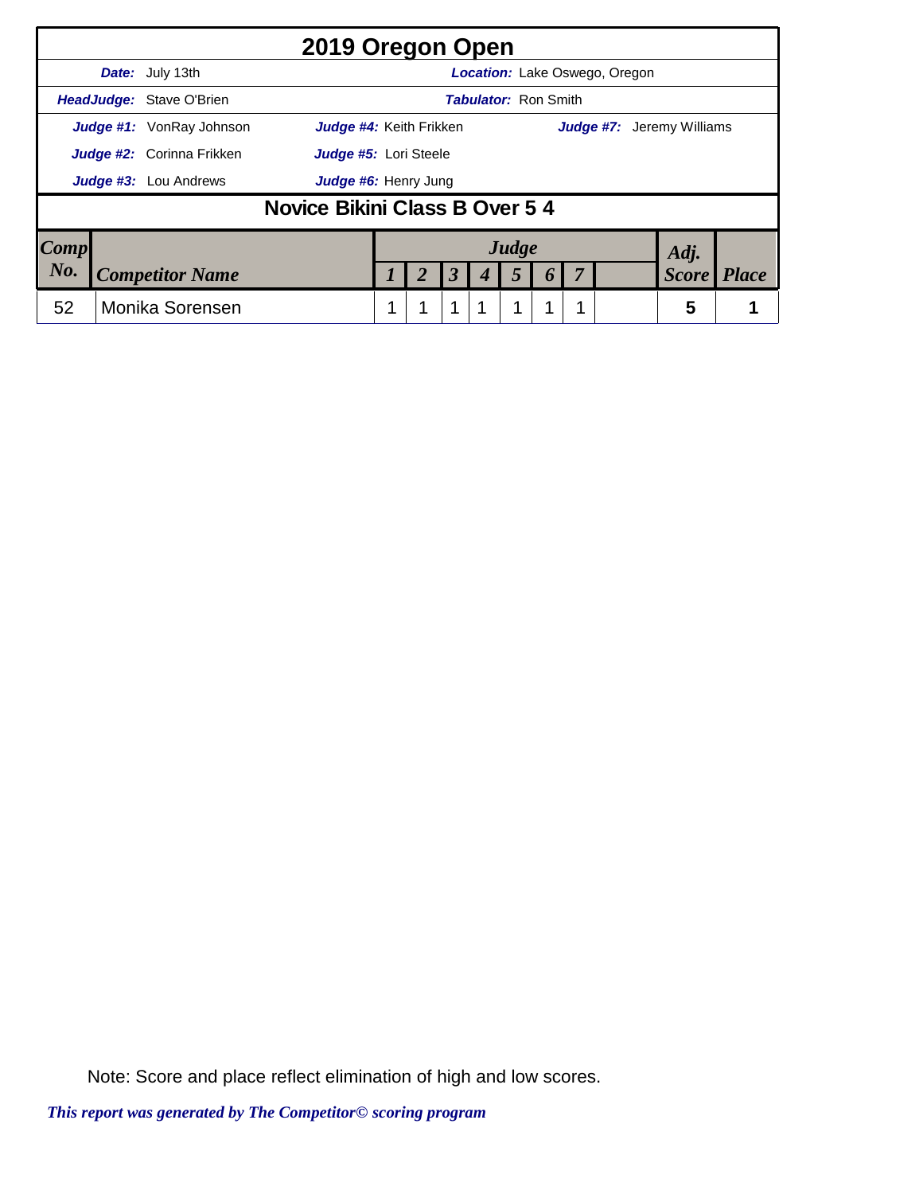# 2019 Oregon Open

**Date:** July 13th

**Location:** Lake Oswego, Oregon

**HeadJudge:** Stave O'Brien

**Tabulator:** Ron Smith

**Judge #1:** VonRay Johnson
**Judge #2:** Corinna Frikken
**Judge #3:** Lou Andrews
**Judge #4:** Keith Frikken
**Judge #5:** Lori Steele
**Judge #6:** Henry Jung
**Judge #7:** Jeremy Williams

## Novice Bikini Class B Over 5 4

| Comp No. | Competitor Name | Judge 1 | 2 | 3 | 4 | 5 | 6 | 7 | | Adj. Score | Place |
|---|---|---|---|---|---|---|---|---|---|---|---|
| 52 | Monika Sorensen | 1 | 1 | 1 | 1 | 1 | 1 | 1 | | 5 | 1 |

Note: Score and place reflect elimination of high and low scores.

*This report was generated by The Competitor© scoring program*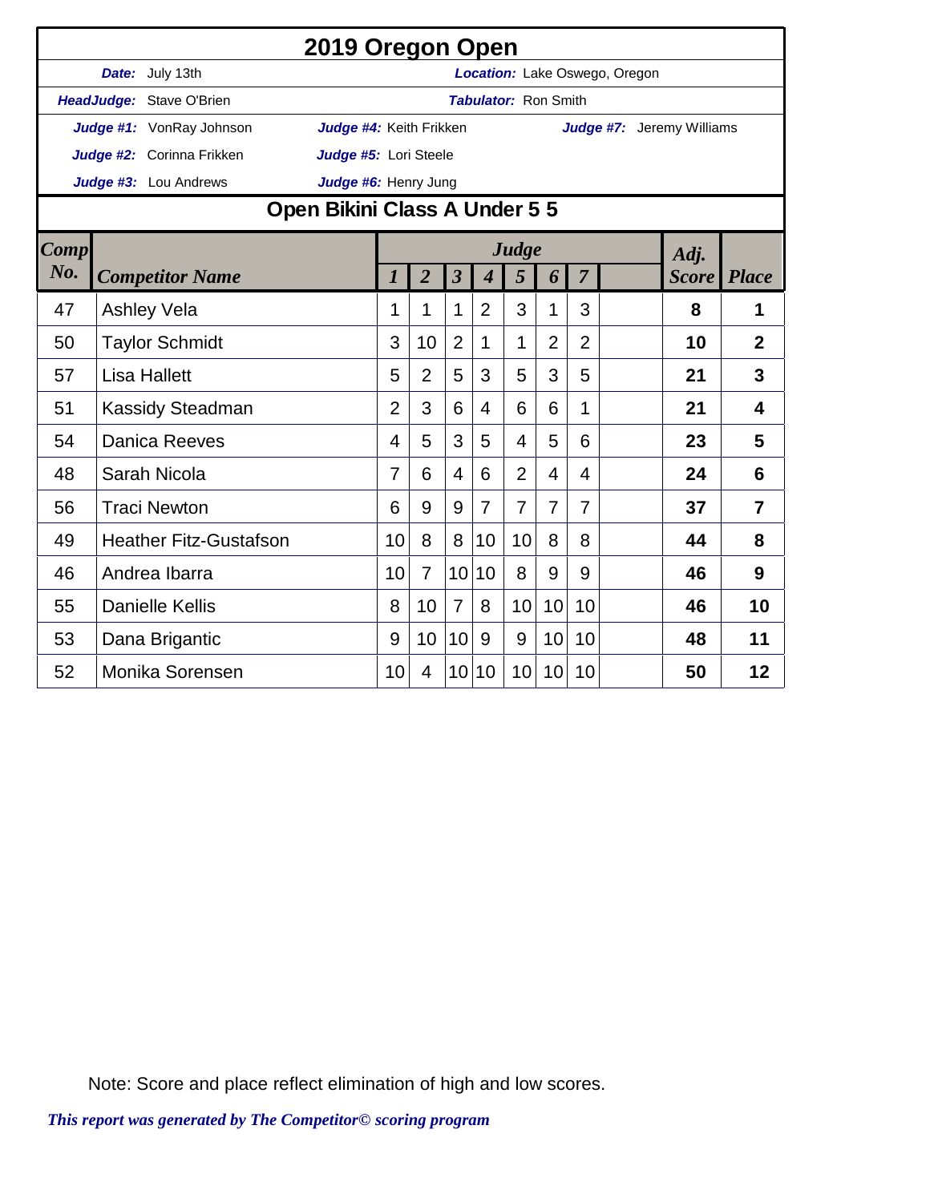# 2019 Oregon Open

**Date:** July 13th | **Location:** Lake Oswego, Oregon

**HeadJudge:** Stave O'Brien | **Tabulator:** Ron Smith

**Judge #1:** VonRay Johnson | **Judge #4:** Keith Frikken | **Judge #7:** Jeremy Williams

**Judge #2:** Corinna Frikken | **Judge #5:** Lori Steele

**Judge #3:** Lou Andrews | **Judge #6:** Henry Jung

## Open Bikini Class A Under 5 5

| Comp No. | Competitor Name | Judge 1 | 2 | 3 | 4 | 5 | 6 | 7 | | Adj. Score | Place |
|---|---|---|---|---|---|---|---|---|---|---|---|
| 47 | Ashley Vela | 1 | 1 | 1 | 2 | 3 | 1 | 3 | | **8** | **1** |
| 50 | Taylor Schmidt | 3 | 10 | 2 | 1 | 1 | 2 | 2 | | **10** | **2** |
| 57 | Lisa Hallett | 5 | 2 | 5 | 3 | 5 | 3 | 5 | | **21** | **3** |
| 51 | Kassidy Steadman | 2 | 3 | 6 | 4 | 6 | 6 | 1 | | **21** | **4** |
| 54 | Danica Reeves | 4 | 5 | 3 | 5 | 4 | 5 | 6 | | **23** | **5** |
| 48 | Sarah Nicola | 7 | 6 | 4 | 6 | 2 | 4 | 4 | | **24** | **6** |
| 56 | Traci Newton | 6 | 9 | 9 | 7 | 7 | 7 | 7 | | **37** | **7** |
| 49 | Heather Fitz-Gustafson | 10 | 8 | 8 | 10 | 10 | 8 | 8 | | **44** | **8** |
| 46 | Andrea Ibarra | 10 | 7 | 10 | 10 | 8 | 9 | 9 | | **46** | **9** |
| 55 | Danielle Kellis | 8 | 10 | 7 | 8 | 10 | 10 | 10 | | **46** | **10** |
| 53 | Dana Brigantic | 9 | 10 | 10 | 9 | 9 | 10 | 10 | | **48** | **11** |
| 52 | Monika Sorensen | 10 | 4 | 10 | 10 | 10 | 10 | 10 | | **50** | **12** |

Note: Score and place reflect elimination of high and low scores.

*This report was generated by The Competitor© scoring program*